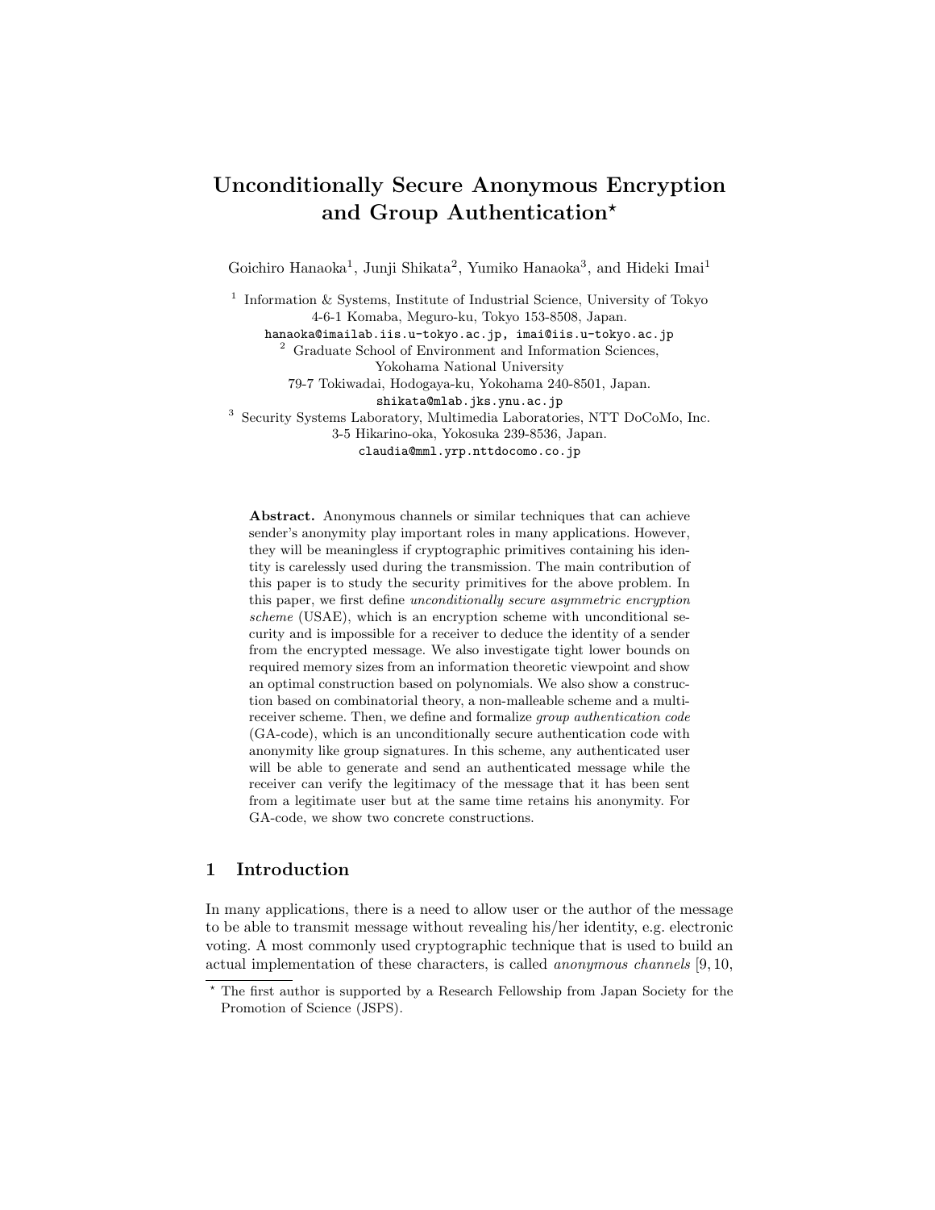# Unconditionally Secure Anonymous Encryption and Group Authentication*

Goichiro Hanaoka[1], Junji Shikata[2], Yumiko Hanaoka[3], and Hideki Imai[1]

[1] Information & Systems, Institute of Industrial Science, University of Tokyo
4-6-1 Komaba, Meguro-ku, Tokyo 153-8508, Japan.
hanaoka@imailab.iis.u-tokyo.ac.jp, imai@iis.u-tokyo.ac.jp

[2] Graduate School of Environment and Information Sciences,
Yokohama National University
79-7 Tokiwadai, Hodogaya-ku, Yokohama 240-8501, Japan.
shikata@mlab.jks.ynu.ac.jp

[3] Security Systems Laboratory, Multimedia Laboratories, NTT DoCoMo, Inc.
3-5 Hikarino-oka, Yokosuka 239-8536, Japan.
claudia@mml.yrp.nttdocomo.co.jp

**Abstract.** Anonymous channels or similar techniques that can achieve sender's anonymity play important roles in many applications. However, they will be meaningless if cryptographic primitives containing his identity is carelessly used during the transmission. The main contribution of this paper is to study the security primitives for the above problem. In this paper, we first define *unconditionally secure asymmetric encryption scheme* (USAE), which is an encryption scheme with unconditional security and is impossible for a receiver to deduce the identity of a sender from the encrypted message. We also investigate tight lower bounds on required memory sizes from an information theoretic viewpoint and show an optimal construction based on polynomials. We also show a construction based on combinatorial theory, a non-malleable scheme and a multi-receiver scheme. Then, we define and formalize *group authentication code* (GA-code), which is an unconditionally secure authentication code with anonymity like group signatures. In this scheme, any authenticated user will be able to generate and send an authenticated message while the receiver can verify the legitimacy of the message that it has been sent from a legitimate user but at the same time retains his anonymity. For GA-code, we show two concrete constructions.

## 1 Introduction

In many applications, there is a need to allow user or the author of the message to be able to transmit message without revealing his/her identity, e.g. electronic voting. A most commonly used cryptographic technique that is used to build an actual implementation of these characters, is called *anonymous channels* [9, 10,

---

* The first author is supported by a Research Fellowship from Japan Society for the Promotion of Science (JSPS).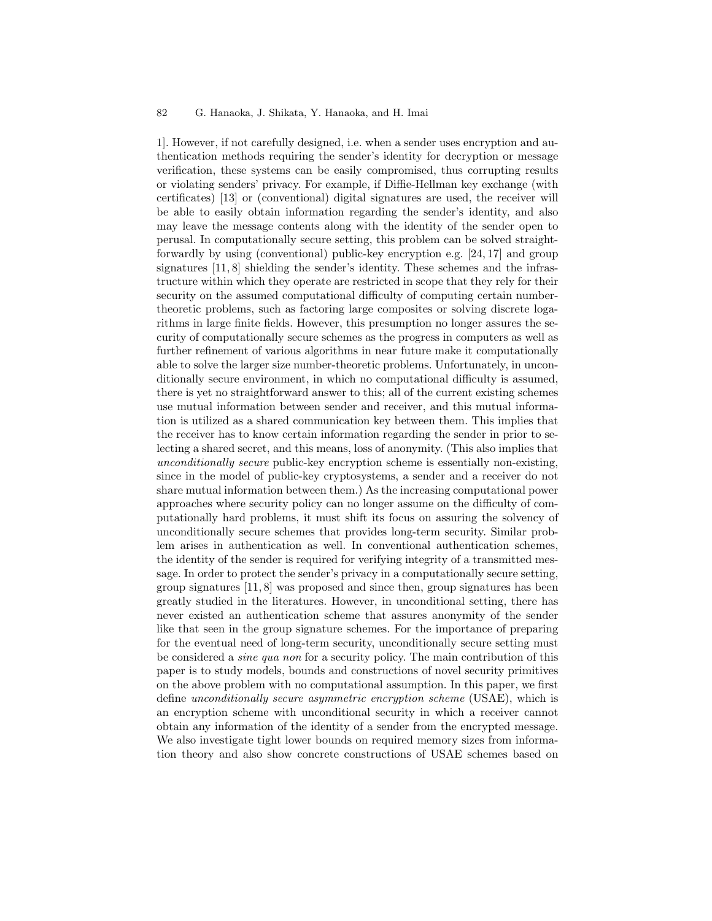1]. However, if not carefully designed, i.e. when a sender uses encryption and authentication methods requiring the sender's identity for decryption or message verification, these systems can be easily compromised, thus corrupting results or violating senders' privacy. For example, if Diffie-Hellman key exchange (with certificates) [13] or (conventional) digital signatures are used, the receiver will be able to easily obtain information regarding the sender's identity, and also may leave the message contents along with the identity of the sender open to perusal. In computationally secure setting, this problem can be solved straightforwardly by using (conventional) public-key encryption e.g. [24, 17] and group signatures [11, 8] shielding the sender's identity. These schemes and the infrastructure within which they operate are restricted in scope that they rely for their security on the assumed computational difficulty of computing certain number-theoretic problems, such as factoring large composites or solving discrete logarithms in large finite fields. However, this presumption no longer assures the security of computationally secure schemes as the progress in computers as well as further refinement of various algorithms in near future make it computationally able to solve the larger size number-theoretic problems. Unfortunately, in unconditionally secure environment, in which no computational difficulty is assumed, there is yet no straightforward answer to this; all of the current existing schemes use mutual information between sender and receiver, and this mutual information is utilized as a shared communication key between them. This implies that the receiver has to know certain information regarding the sender in prior to selecting a shared secret, and this means, loss of anonymity. (This also implies that *unconditionally secure* public-key encryption scheme is essentially non-existing, since in the model of public-key cryptosystems, a sender and a receiver do not share mutual information between them.) As the increasing computational power approaches where security policy can no longer assume on the difficulty of computationally hard problems, it must shift its focus on assuring the solvency of unconditionally secure schemes that provides long-term security. Similar problem arises in authentication as well. In conventional authentication schemes, the identity of the sender is required for verifying integrity of a transmitted message. In order to protect the sender's privacy in a computationally secure setting, group signatures [11, 8] was proposed and since then, group signatures has been greatly studied in the literatures. However, in unconditional setting, there has never existed an authentication scheme that assures anonymity of the sender like that seen in the group signature schemes. For the importance of preparing for the eventual need of long-term security, unconditionally secure setting must be considered a *sine qua non* for a security policy. The main contribution of this paper is to study models, bounds and constructions of novel security primitives on the above problem with no computational assumption. In this paper, we first define *unconditionally secure asymmetric encryption scheme* (USAE), which is an encryption scheme with unconditional security in which a receiver cannot obtain any information of the identity of a sender from the encrypted message. We also investigate tight lower bounds on required memory sizes from information theory and also show concrete constructions of USAE schemes based on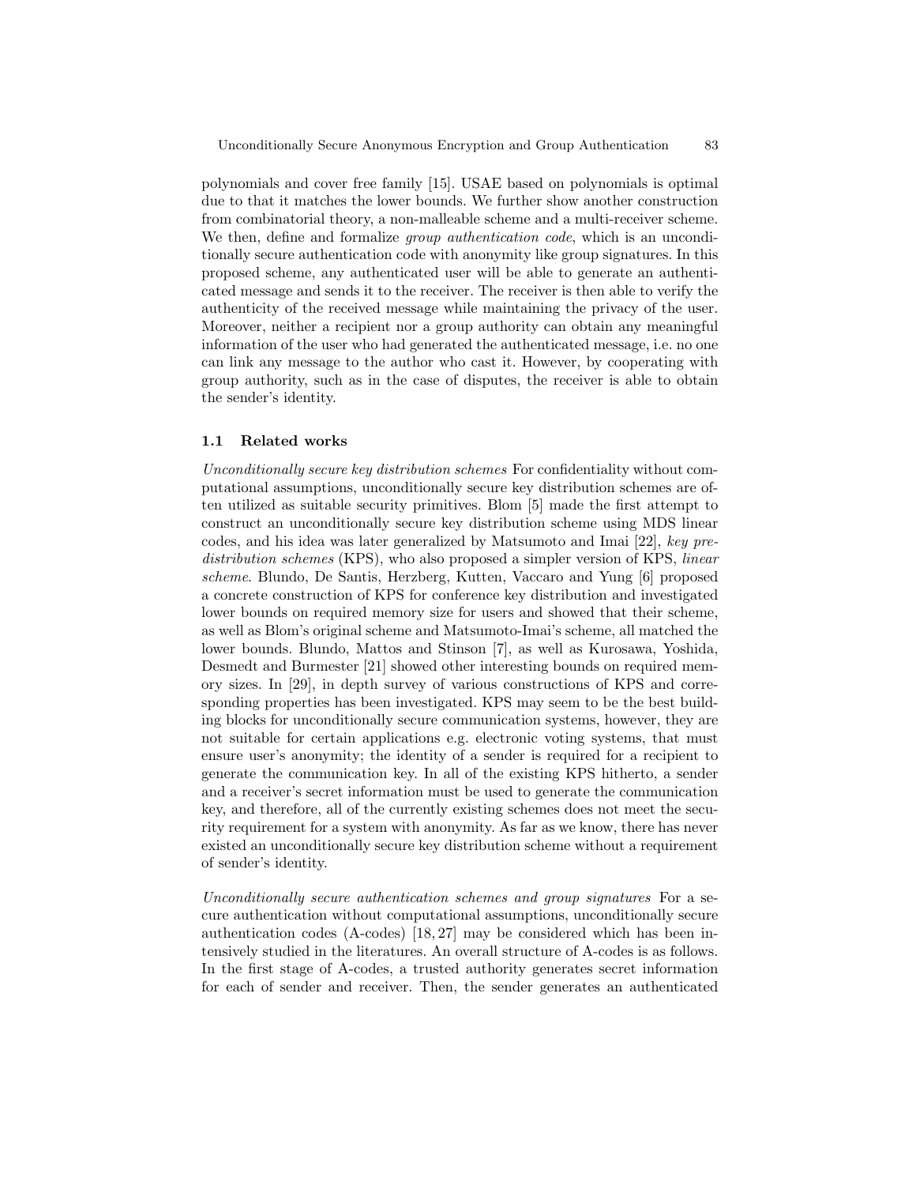polynomials and cover free family [15]. USAE based on polynomials is optimal due to that it matches the lower bounds. We further show another construction from combinatorial theory, a non-malleable scheme and a multi-receiver scheme. We then, define and formalize *group authentication code*, which is an unconditionally secure authentication code with anonymity like group signatures. In this proposed scheme, any authenticated user will be able to generate an authenticated message and sends it to the receiver. The receiver is then able to verify the authenticity of the received message while maintaining the privacy of the user. Moreover, neither a recipient nor a group authority can obtain any meaningful information of the user who had generated the authenticated message, i.e. no one can link any message to the author who cast it. However, by cooperating with group authority, such as in the case of disputes, the receiver is able to obtain the sender's identity.

### 1.1 Related works

*Unconditionally secure key distribution schemes* For confidentiality without computational assumptions, unconditionally secure key distribution schemes are often utilized as suitable security primitives. Blom [5] made the first attempt to construct an unconditionally secure key distribution scheme using MDS linear codes, and his idea was later generalized by Matsumoto and Imai [22], *key predistribution schemes* (KPS), who also proposed a simpler version of KPS, *linear scheme*. Blundo, De Santis, Herzberg, Kutten, Vaccaro and Yung [6] proposed a concrete construction of KPS for conference key distribution and investigated lower bounds on required memory size for users and showed that their scheme, as well as Blom's original scheme and Matsumoto-Imai's scheme, all matched the lower bounds. Blundo, Mattos and Stinson [7], as well as Kurosawa, Yoshida, Desmedt and Burmester [21] showed other interesting bounds on required memory sizes. In [29], in depth survey of various constructions of KPS and corresponding properties has been investigated. KPS may seem to be the best building blocks for unconditionally secure communication systems, however, they are not suitable for certain applications e.g. electronic voting systems, that must ensure user's anonymity; the identity of a sender is required for a recipient to generate the communication key. In all of the existing KPS hitherto, a sender and a receiver's secret information must be used to generate the communication key, and therefore, all of the currently existing schemes does not meet the security requirement for a system with anonymity. As far as we know, there has never existed an unconditionally secure key distribution scheme without a requirement of sender's identity.

*Unconditionally secure authentication schemes and group signatures* For a secure authentication without computational assumptions, unconditionally secure authentication codes (A-codes) [18, 27] may be considered which has been intensively studied in the literatures. An overall structure of A-codes is as follows. In the first stage of A-codes, a trusted authority generates secret information for each of sender and receiver. Then, the sender generates an authenticated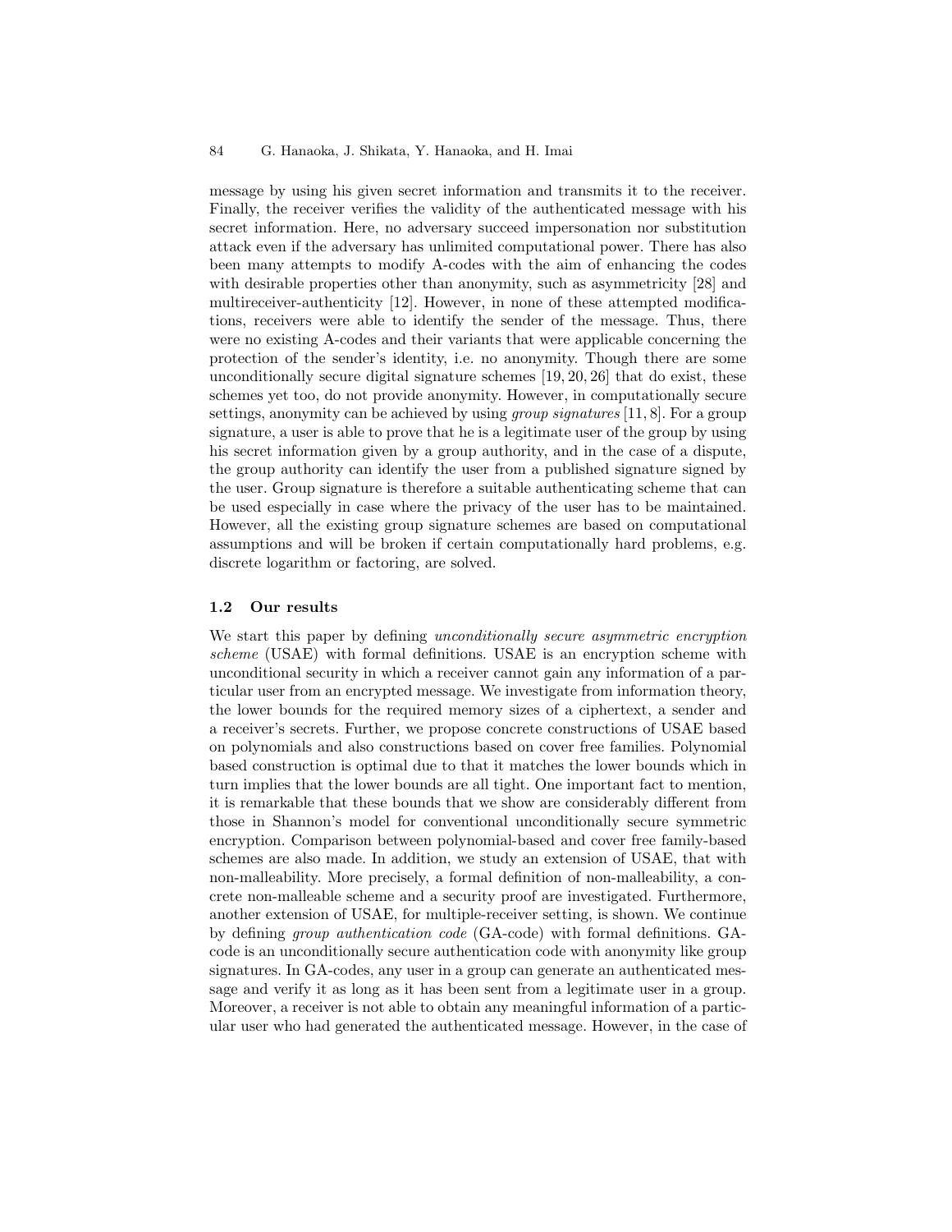message by using his given secret information and transmits it to the receiver. Finally, the receiver verifies the validity of the authenticated message with his secret information. Here, no adversary succeed impersonation nor substitution attack even if the adversary has unlimited computational power. There has also been many attempts to modify A-codes with the aim of enhancing the codes with desirable properties other than anonymity, such as asymmetricity [28] and multireceiver-authenticity [12]. However, in none of these attempted modifications, receivers were able to identify the sender of the message. Thus, there were no existing A-codes and their variants that were applicable concerning the protection of the sender's identity, i.e. no anonymity. Though there are some unconditionally secure digital signature schemes [19, 20, 26] that do exist, these schemes yet too, do not provide anonymity. However, in computationally secure settings, anonymity can be achieved by using *group signatures* [11, 8]. For a group signature, a user is able to prove that he is a legitimate user of the group by using his secret information given by a group authority, and in the case of a dispute, the group authority can identify the user from a published signature signed by the user. Group signature is therefore a suitable authenticating scheme that can be used especially in case where the privacy of the user has to be maintained. However, all the existing group signature schemes are based on computational assumptions and will be broken if certain computationally hard problems, e.g. discrete logarithm or factoring, are solved.

### 1.2 Our results

We start this paper by defining *unconditionally secure asymmetric encryption scheme* (USAE) with formal definitions. USAE is an encryption scheme with unconditional security in which a receiver cannot gain any information of a particular user from an encrypted message. We investigate from information theory, the lower bounds for the required memory sizes of a ciphertext, a sender and a receiver's secrets. Further, we propose concrete constructions of USAE based on polynomials and also constructions based on cover free families. Polynomial based construction is optimal due to that it matches the lower bounds which in turn implies that the lower bounds are all tight. One important fact to mention, it is remarkable that these bounds that we show are considerably different from those in Shannon's model for conventional unconditionally secure symmetric encryption. Comparison between polynomial-based and cover free family-based schemes are also made. In addition, we study an extension of USAE, that with non-malleability. More precisely, a formal definition of non-malleability, a concrete non-malleable scheme and a security proof are investigated. Furthermore, another extension of USAE, for multiple-receiver setting, is shown. We continue by defining *group authentication code* (GA-code) with formal definitions. GA-code is an unconditionally secure authentication code with anonymity like group signatures. In GA-codes, any user in a group can generate an authenticated message and verify it as long as it has been sent from a legitimate user in a group. Moreover, a receiver is not able to obtain any meaningful information of a particular user who had generated the authenticated message. However, in the case of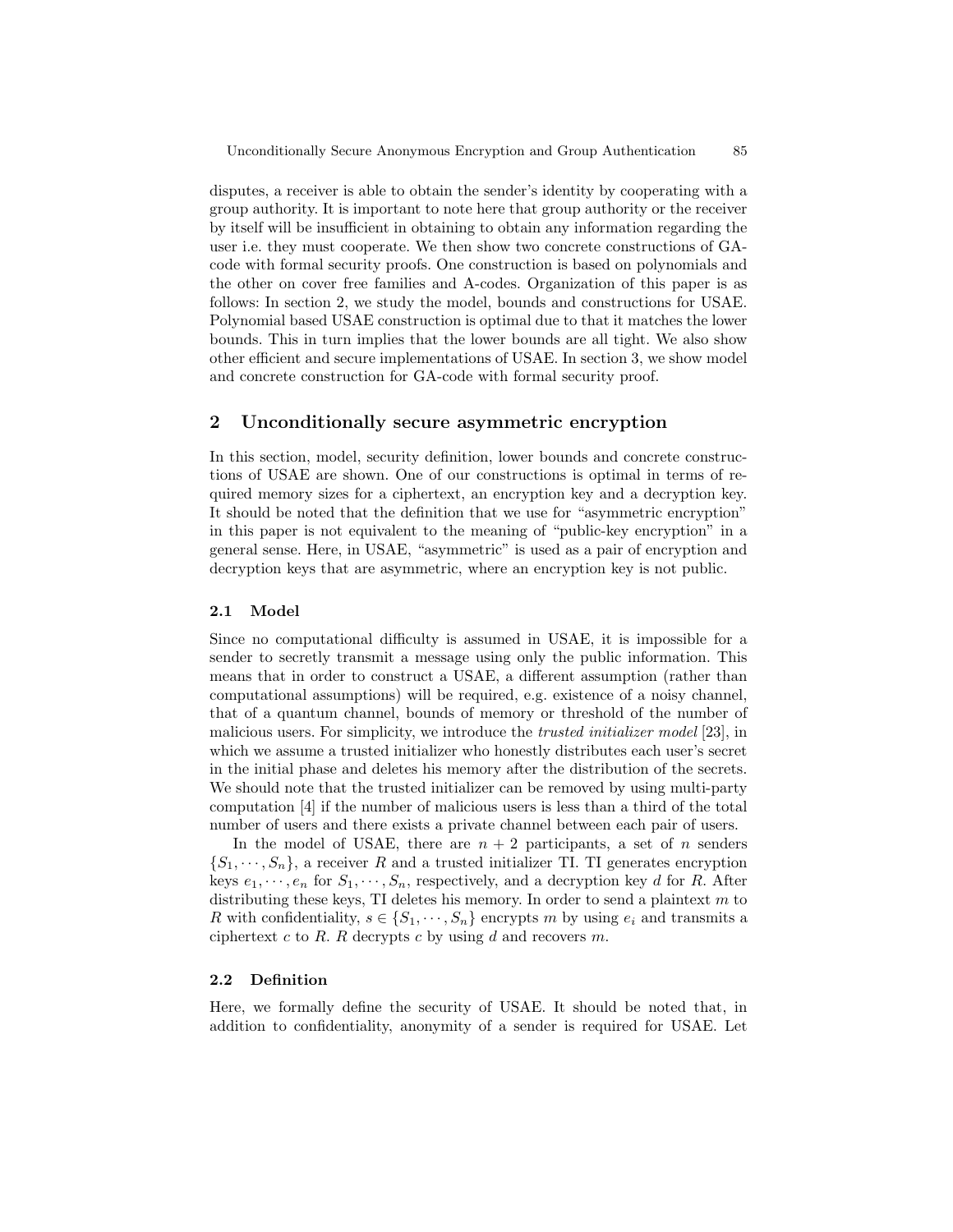disputes, a receiver is able to obtain the sender's identity by cooperating with a group authority. It is important to note here that group authority or the receiver by itself will be insufficient in obtaining to obtain any information regarding the user i.e. they must cooperate. We then show two concrete constructions of GA-code with formal security proofs. One construction is based on polynomials and the other on cover free families and A-codes. Organization of this paper is as follows: In section 2, we study the model, bounds and constructions for USAE. Polynomial based USAE construction is optimal due to that it matches the lower bounds. This in turn implies that the lower bounds are all tight. We also show other efficient and secure implementations of USAE. In section 3, we show model and concrete construction for GA-code with formal security proof.

## 2 Unconditionally secure asymmetric encryption

In this section, model, security definition, lower bounds and concrete constructions of USAE are shown. One of our constructions is optimal in terms of required memory sizes for a ciphertext, an encryption key and a decryption key. It should be noted that the definition that we use for "asymmetric encryption" in this paper is not equivalent to the meaning of "public-key encryption" in a general sense. Here, in USAE, "asymmetric" is used as a pair of encryption and decryption keys that are asymmetric, where an encryption key is not public.

### 2.1 Model

Since no computational difficulty is assumed in USAE, it is impossible for a sender to secretly transmit a message using only the public information. This means that in order to construct a USAE, a different assumption (rather than computational assumptions) will be required, e.g. existence of a noisy channel, that of a quantum channel, bounds of memory or threshold of the number of malicious users. For simplicity, we introduce the *trusted initializer model* [23], in which we assume a trusted initializer who honestly distributes each user's secret in the initial phase and deletes his memory after the distribution of the secrets. We should note that the trusted initializer can be removed by using multi-party computation [4] if the number of malicious users is less than a third of the total number of users and there exists a private channel between each pair of users.

In the model of USAE, there are $n+2$ participants, a set of $n$ senders $\{S_1, \cdots, S_n\}$, a receiver $R$ and a trusted initializer TI. TI generates encryption keys $e_1, \cdots, e_n$ for $S_1, \cdots, S_n$, respectively, and a decryption key $d$ for $R$. After distributing these keys, TI deletes his memory. In order to send a plaintext $m$ to $R$ with confidentiality, $s \in \{S_1, \cdots, S_n\}$ encrypts $m$ by using $e_i$ and transmits a ciphertext $c$ to $R$. $R$ decrypts $c$ by using $d$ and recovers $m$.

### 2.2 Definition

Here, we formally define the security of USAE. It should be noted that, in addition to confidentiality, anonymity of a sender is required for USAE. Let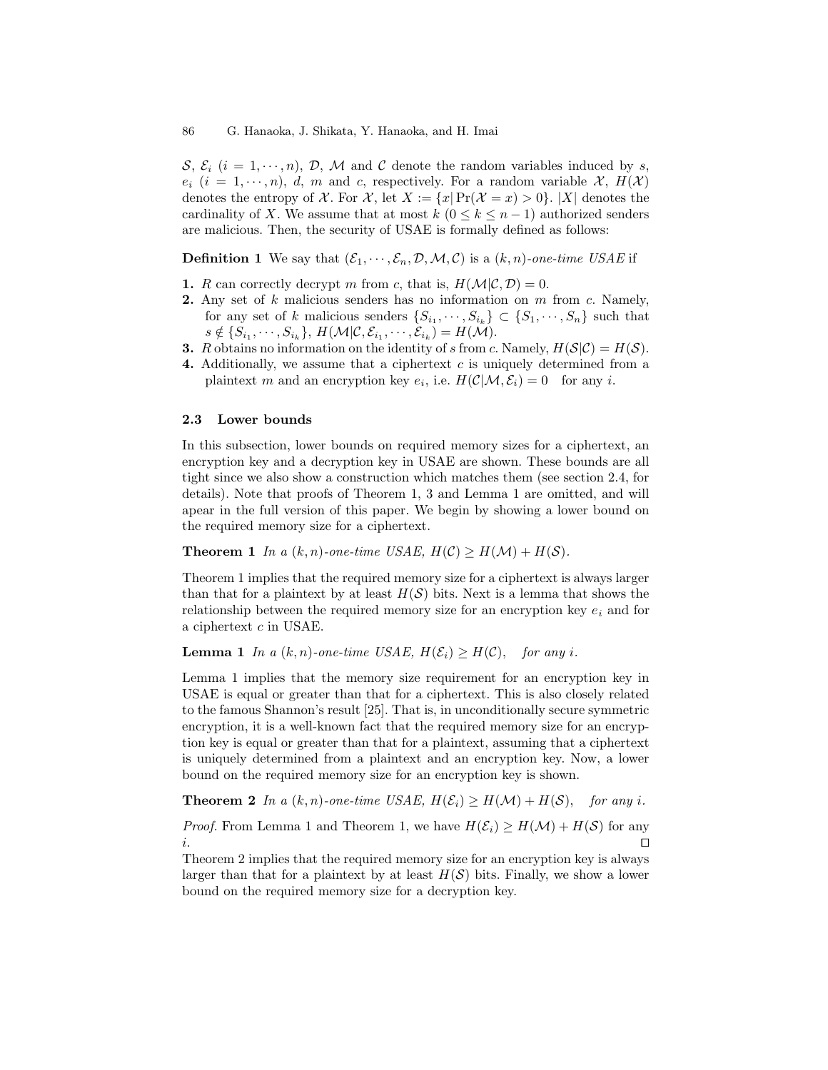$\mathcal{S}$, $\mathcal{E}_i$ $(i = 1, \cdots, n)$, $\mathcal{D}$, $\mathcal{M}$ and $\mathcal{C}$ denote the random variables induced by $s$, $e_i$ $(i = 1, \cdots, n)$, $d$, $m$ and $c$, respectively. For a random variable $\mathcal{X}$, $H(\mathcal{X})$ denotes the entropy of $\mathcal{X}$. For $\mathcal{X}$, let $X := \{x | \Pr(\mathcal{X} = x) > 0\}$. $|X|$ denotes the cardinality of $X$. We assume that at most $k$ $(0 \leq k \leq n-1)$ authorized senders are malicious. Then, the security of USAE is formally defined as follows:

**Definition 1** We say that $(\mathcal{E}_1, \cdots, \mathcal{E}_n, \mathcal{D}, \mathcal{M}, \mathcal{C})$ is a *$(k,n)$-one-time USAE* if

1. $R$ can correctly decrypt $m$ from $c$, that is, $H(\mathcal{M}|\mathcal{C}, \mathcal{D}) = 0$.
2. Any set of $k$ malicious senders has no information on $m$ from $c$. Namely, for any set of $k$ malicious senders $\{S_{i_1}, \cdots, S_{i_k}\} \subset \{S_1, \cdots, S_n\}$ such that $s \notin \{S_{i_1}, \cdots, S_{i_k}\}$, $H(\mathcal{M}|\mathcal{C}, \mathcal{E}_{i_1}, \cdots, \mathcal{E}_{i_k}) = H(\mathcal{M})$.
3. $R$ obtains no information on the identity of $s$ from $c$. Namely, $H(\mathcal{S}|\mathcal{C}) = H(\mathcal{S})$.
4. Additionally, we assume that a ciphertext $c$ is uniquely determined from a plaintext $m$ and an encryption key $e_i$, i.e. $H(\mathcal{C}|\mathcal{M}, \mathcal{E}_i) = 0$ for any $i$.

### 2.3 Lower bounds

In this subsection, lower bounds on required memory sizes for a ciphertext, an encryption key and a decryption key in USAE are shown. These bounds are all tight since we also show a construction which matches them (see section 2.4, for details). Note that proofs of Theorem 1, 3 and Lemma 1 are omitted, and will apear in the full version of this paper. We begin by showing a lower bound on the required memory size for a ciphertext.

**Theorem 1** *In a $(k,n)$-one-time USAE, $H(\mathcal{C}) \geq H(\mathcal{M}) + H(\mathcal{S})$.*

Theorem 1 implies that the required memory size for a ciphertext is always larger than that for a plaintext by at least $H(\mathcal{S})$ bits. Next is a lemma that shows the relationship between the required memory size for an encryption key $e_i$ and for a ciphertext $c$ in USAE.

**Lemma 1** *In a $(k,n)$-one-time USAE, $H(\mathcal{E}_i) \geq H(\mathcal{C})$, for any $i$.*

Lemma 1 implies that the memory size requirement for an encryption key in USAE is equal or greater than that for a ciphertext. This is also closely related to the famous Shannon's result [25]. That is, in unconditionally secure symmetric encryption, it is a well-known fact that the required memory size for an encryption key is equal or greater than that for a plaintext, assuming that a ciphertext is uniquely determined from a plaintext and an encryption key. Now, a lower bound on the required memory size for an encryption key is shown.

**Theorem 2** *In a $(k,n)$-one-time USAE, $H(\mathcal{E}_i) \geq H(\mathcal{M}) + H(\mathcal{S})$, for any $i$.*

*Proof.* From Lemma 1 and Theorem 1, we have $H(\mathcal{E}_i) \geq H(\mathcal{M}) + H(\mathcal{S})$ for any $i$. □

Theorem 2 implies that the required memory size for an encryption key is always larger than that for a plaintext by at least $H(\mathcal{S})$ bits. Finally, we show a lower bound on the required memory size for a decryption key.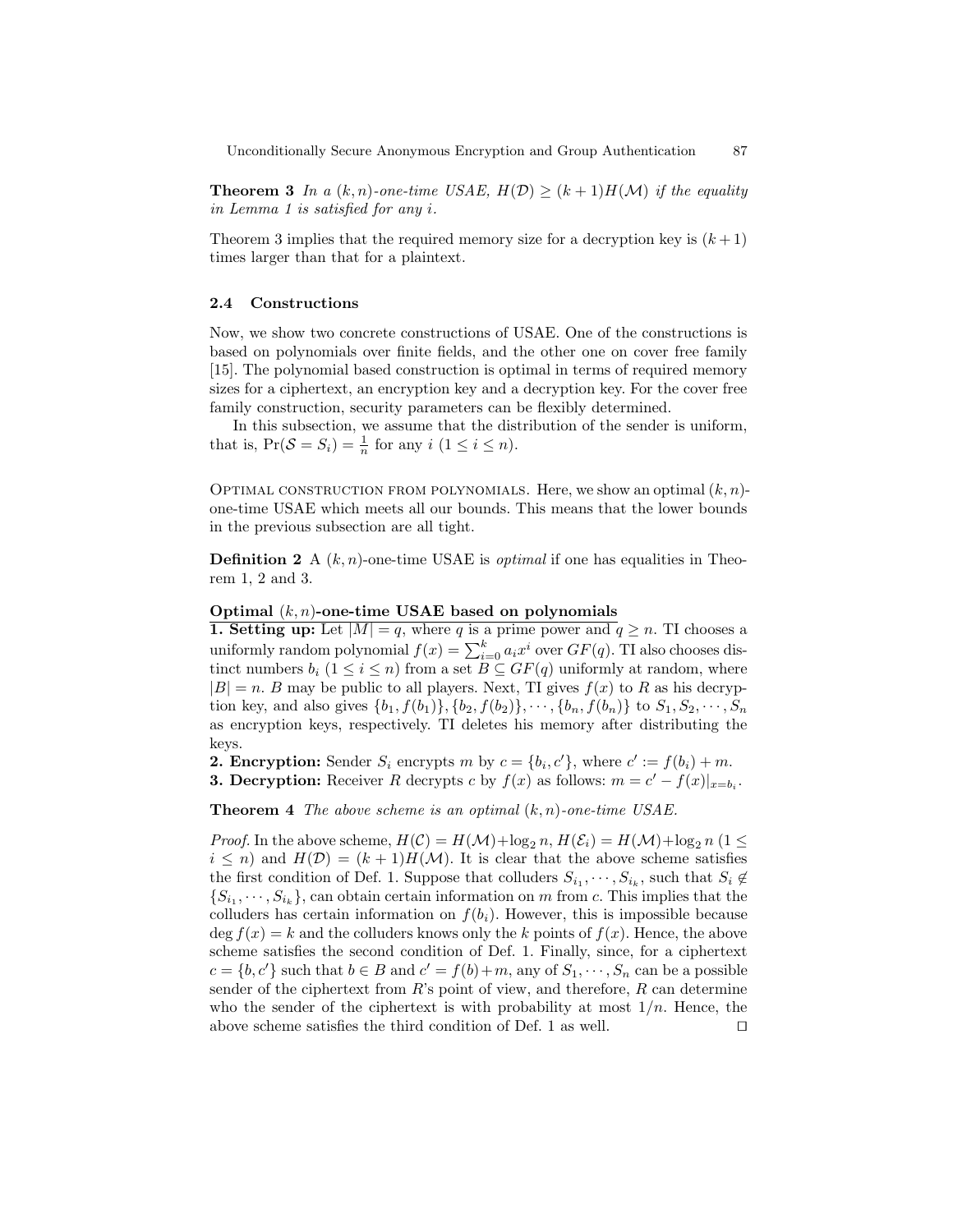**Theorem 3** *In a $(k,n)$-one-time USAE, $H(\mathcal{D}) \geq (k+1)H(\mathcal{M})$ if the equality in Lemma 1 is satisfied for any $i$.*

Theorem 3 implies that the required memory size for a decryption key is $(k+1)$ times larger than that for a plaintext.

### 2.4 Constructions

Now, we show two concrete constructions of USAE. One of the constructions is based on polynomials over finite fields, and the other one on cover free family [15]. The polynomial based construction is optimal in terms of required memory sizes for a ciphertext, an encryption key and a decryption key. For the cover free family construction, security parameters can be flexibly determined.

In this subsection, we assume that the distribution of the sender is uniform, that is, $\Pr(\mathcal{S} = S_i) = \frac{1}{n}$ for any $i$ $(1 \leq i \leq n)$.

Optimal construction from polynomials. Here, we show an optimal $(k,n)$-one-time USAE which meets all our bounds. This means that the lower bounds in the previous subsection are all tight.

**Definition 2** A $(k,n)$-one-time USAE is *optimal* if one has equalities in Theorem 1, 2 and 3.

**Optimal $(k,n)$-one-time USAE based on polynomials**

**1. Setting up:** Let $|M| = q$, where $q$ is a prime power and $q \geq n$. TI chooses a uniformly random polynomial $f(x) = \sum_{i=0}^{k} a_i x^i$ over $GF(q)$. TI also chooses distinct numbers $b_i$ $(1 \leq i \leq n)$ from a set $B \subseteq GF(q)$ uniformly at random, where $|B| = n$. $B$ may be public to all players. Next, TI gives $f(x)$ to $R$ as his decryption key, and also gives $\{b_1, f(b_1)\}, \{b_2, f(b_2)\}, \cdots, \{b_n, f(b_n)\}$ to $S_1, S_2, \cdots, S_n$ as encryption keys, respectively. TI deletes his memory after distributing the keys.

**2. Encryption:** Sender $S_i$ encrypts $m$ by $c = \{b_i, c'\}$, where $c' := f(b_i) + m$.

**3. Decryption:** Receiver $R$ decrypts $c$ by $f(x)$ as follows: $m = c' - f(x)|_{x=b_i}$.

**Theorem 4** *The above scheme is an optimal $(k,n)$-one-time USAE.*

*Proof.* In the above scheme, $H(\mathcal{C}) = H(\mathcal{M}) + \log_2 n$, $H(\mathcal{E}_i) = H(\mathcal{M}) + \log_2 n$ $(1 \leq i \leq n)$ and $H(\mathcal{D}) = (k+1)H(\mathcal{M})$. It is clear that the above scheme satisfies the first condition of Def. 1. Suppose that colluders $S_{i_1}, \cdots, S_{i_k}$, such that $S_i \notin \{S_{i_1}, \cdots, S_{i_k}\}$, can obtain certain information on $m$ from $c$. This implies that the colluders has certain information on $f(b_i)$. However, this is impossible because $\deg f(x) = k$ and the colluders knows only the $k$ points of $f(x)$. Hence, the above scheme satisfies the second condition of Def. 1. Finally, since, for a ciphertext $c = \{b, c'\}$ such that $b \in B$ and $c' = f(b) + m$, any of $S_1, \cdots, S_n$ can be a possible sender of the ciphertext from $R$'s point of view, and therefore, $R$ can determine who the sender of the ciphertext is with probability at most $1/n$. Hence, the above scheme satisfies the third condition of Def. 1 as well. □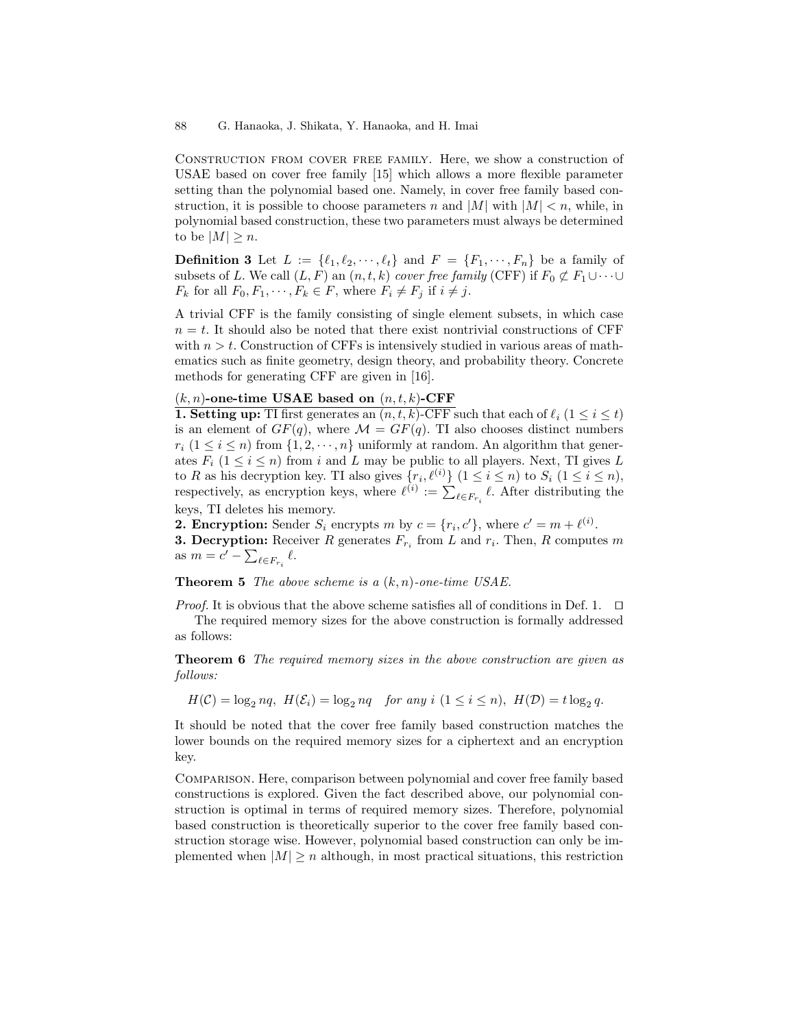Construction from cover free family. Here, we show a construction of USAE based on cover free family [15] which allows a more flexible parameter setting than the polynomial based one. Namely, in cover free family based construction, it is possible to choose parameters $n$ and $|M|$ with $|M| < n$, while, in polynomial based construction, these two parameters must always be determined to be $|M| \geq n$.

**Definition 3** Let $L := \{\ell_1, \ell_2, \cdots, \ell_t\}$ and $F = \{F_1, \cdots, F_n\}$ be a family of subsets of $L$. We call $(L, F)$ an $(n, t, k)$ *cover free family* (CFF) if $F_0 \not\subset F_1 \cup \cdots \cup F_k$ for all $F_0, F_1, \cdots, F_k \in F$, where $F_i \neq F_j$ if $i \neq j$.

A trivial CFF is the family consisting of single element subsets, in which case $n = t$. It should also be noted that there exist nontrivial constructions of CFF with $n > t$. Construction of CFFs is intensively studied in various areas of mathematics such as finite geometry, design theory, and probability theory. Concrete methods for generating CFF are given in [16].

**$(k, n)$-one-time USAE based on $(n, t, k)$-CFF**

**1. Setting up:** TI first generates an $(n, t, k)$-CFF such that each of $\ell_i$ $(1 \leq i \leq t)$ is an element of $GF(q)$, where $\mathcal{M} = GF(q)$. TI also chooses distinct numbers $r_i$ $(1 \leq i \leq n)$ from $\{1, 2, \cdots, n\}$ uniformly at random. An algorithm that generates $F_i$ $(1 \leq i \leq n)$ from $i$ and $L$ may be public to all players. Next, TI gives $L$ to $R$ as his decryption key. TI also gives $\{r_i, \ell^{(i)}\}$ $(1 \leq i \leq n)$ to $S_i$ $(1 \leq i \leq n)$, respectively, as encryption keys, where $\ell^{(i)} := \sum_{\ell \in F_{r_i}} \ell$. After distributing the keys, TI deletes his memory.

**2. Encryption:** Sender $S_i$ encrypts $m$ by $c = \{r_i, c'\}$, where $c' = m + \ell^{(i)}$.

**3. Decryption:** Receiver $R$ generates $F_{r_i}$ from $L$ and $r_i$. Then, $R$ computes $m$ as $m = c' - \sum_{\ell \in F_{r_i}} \ell$.

**Theorem 5** *The above scheme is a $(k, n)$-one-time USAE.*

*Proof.* It is obvious that the above scheme satisfies all of conditions in Def. 1. $\square$

The required memory sizes for the above construction is formally addressed as follows:

**Theorem 6** *The required memory sizes in the above construction are given as follows:*

$$H(\mathcal{C}) = \log_2 nq, \;\; H(\mathcal{E}_i) = \log_2 nq \quad \textit{for any } i \; (1 \leq i \leq n), \;\; H(\mathcal{D}) = t \log_2 q.$$

It should be noted that the cover free family based construction matches the lower bounds on the required memory sizes for a ciphertext and an encryption key.

Comparison. Here, comparison between polynomial and cover free family based constructions is explored. Given the fact described above, our polynomial construction is optimal in terms of required memory sizes. Therefore, polynomial based construction is theoretically superior to the cover free family based construction storage wise. However, polynomial based construction can only be implemented when $|M| \geq n$ although, in most practical situations, this restriction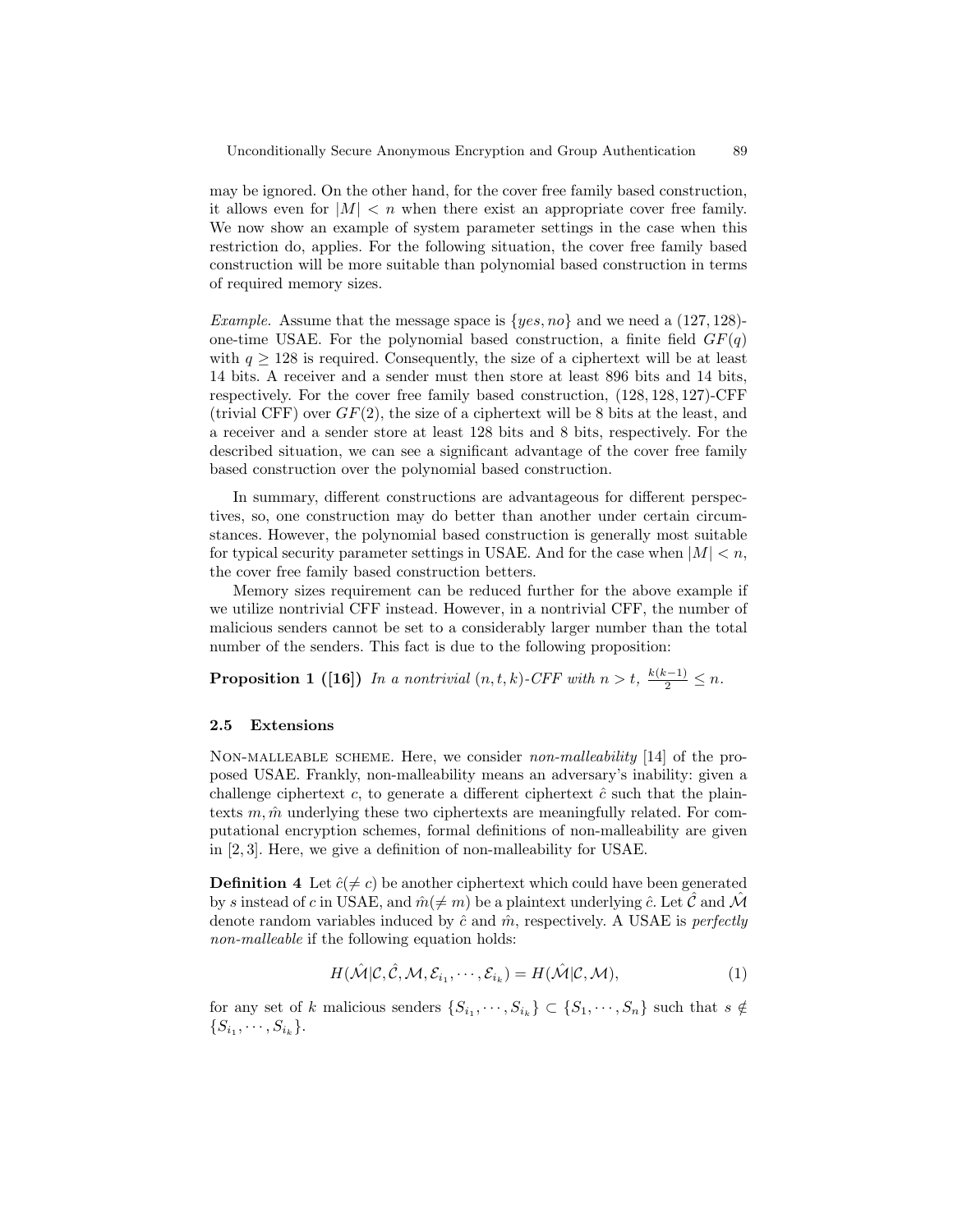may be ignored. On the other hand, for the cover free family based construction, it allows even for $|M| < n$ when there exist an appropriate cover free family. We now show an example of system parameter settings in the case when this restriction do, applies. For the following situation, the cover free family based construction will be more suitable than polynomial based construction in terms of required memory sizes.

*Example.* Assume that the message space is $\{yes, no\}$ and we need a $(127, 128)$-one-time USAE. For the polynomial based construction, a finite field $GF(q)$ with $q \geq 128$ is required. Consequently, the size of a ciphertext will be at least 14 bits. A receiver and a sender must then store at least 896 bits and 14 bits, respectively. For the cover free family based construction, $(128, 128, 127)$-CFF (trivial CFF) over $GF(2)$, the size of a ciphertext will be 8 bits at the least, and a receiver and a sender store at least 128 bits and 8 bits, respectively. For the described situation, we can see a significant advantage of the cover free family based construction over the polynomial based construction.

In summary, different constructions are advantageous for different perspectives, so, one construction may do better than another under certain circumstances. However, the polynomial based construction is generally most suitable for typical security parameter settings in USAE. And for the case when $|M| < n$, the cover free family based construction betters.

Memory sizes requirement can be reduced further for the above example if we utilize nontrivial CFF instead. However, in a nontrivial CFF, the number of malicious senders cannot be set to a considerably larger number than the total number of the senders. This fact is due to the following proposition:

**Proposition 1 ([16])** *In a nontrivial $(n, t, k)$-CFF with $n > t$, $\frac{k(k-1)}{2} \leq n$.*

### 2.5 Extensions

NON-MALLEABLE SCHEME. Here, we consider *non-malleability* [14] of the proposed USAE. Frankly, non-malleability means an adversary's inability: given a challenge ciphertext $c$, to generate a different ciphertext $\hat{c}$ such that the plaintexts $m, \hat{m}$ underlying these two ciphertexts are meaningfully related. For computational encryption schemes, formal definitions of non-malleability are given in [2, 3]. Here, we give a definition of non-malleability for USAE.

**Definition 4** Let $\hat{c}(\neq c)$ be another ciphertext which could have been generated by $s$ instead of $c$ in USAE, and $\hat{m}(\neq m)$ be a plaintext underlying $\hat{c}$. Let $\hat{\mathcal{C}}$ and $\hat{\mathcal{M}}$ denote random variables induced by $\hat{c}$ and $\hat{m}$, respectively. A USAE is *perfectly non-malleable* if the following equation holds:

$$H(\hat{\mathcal{M}}|\mathcal{C}, \hat{\mathcal{C}}, \mathcal{M}, \mathcal{E}_{i_1}, \cdots, \mathcal{E}_{i_k}) = H(\hat{\mathcal{M}}|\mathcal{C}, \mathcal{M}), \tag{1}$$

for any set of $k$ malicious senders $\{S_{i_1}, \cdots, S_{i_k}\} \subset \{S_1, \cdots, S_n\}$ such that $s \notin \{S_{i_1}, \cdots, S_{i_k}\}$.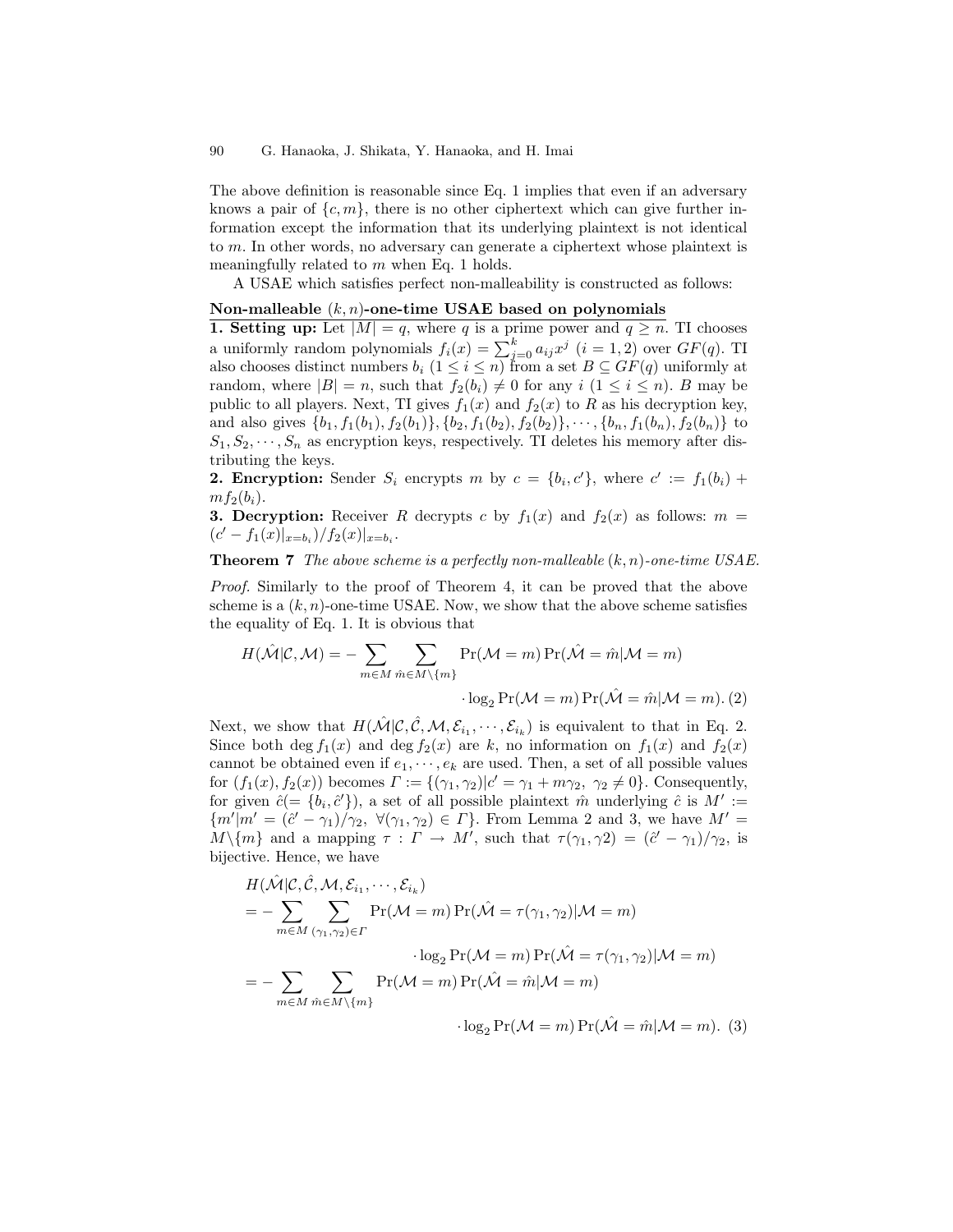The above definition is reasonable since Eq. 1 implies that even if an adversary knows a pair of $\{c, m\}$, there is no other ciphertext which can give further information except the information that its underlying plaintext is not identical to $m$. In other words, no adversary can generate a ciphertext whose plaintext is meaningfully related to $m$ when Eq. 1 holds.

A USAE which satisfies perfect non-malleability is constructed as follows:

**Non-malleable $(k,n)$-one-time USAE based on polynomials**

**1. Setting up:** Let $|M| = q$, where $q$ is a prime power and $q \geq n$. TI chooses a uniformly random polynomials $f_i(x) = \sum_{j=0}^{k} a_{ij}x^j$ $(i = 1, 2)$ over $GF(q)$. TI also chooses distinct numbers $b_i$ $(1 \leq i \leq n)$ from a set $B \subseteq GF(q)$ uniformly at random, where $|B| = n$, such that $f_2(b_i) \neq 0$ for any $i$ $(1 \leq i \leq n)$. $B$ may be public to all players. Next, TI gives $f_1(x)$ and $f_2(x)$ to $R$ as his decryption key, and also gives $\{b_1, f_1(b_1), f_2(b_1)\}, \{b_2, f_1(b_2), f_2(b_2)\}, \cdots, \{b_n, f_1(b_n), f_2(b_n)\}$ to $S_1, S_2, \cdots, S_n$ as encryption keys, respectively. TI deletes his memory after distributing the keys.

**2. Encryption:** Sender $S_i$ encrypts $m$ by $c = \{b_i, c'\}$, where $c' := f_1(b_i) + mf_2(b_i)$.

**3. Decryption:** Receiver $R$ decrypts $c$ by $f_1(x)$ and $f_2(x)$ as follows: $m = (c' - f_1(x)|_{x=b_i})/f_2(x)|_{x=b_i}$.

**Theorem 7** *The above scheme is a perfectly non-malleable $(k,n)$-one-time USAE.*

*Proof.* Similarly to the proof of Theorem 4, it can be proved that the above scheme is a $(k,n)$-one-time USAE. Now, we show that the above scheme satisfies the equality of Eq. 1. It is obvious that

$$H(\hat{\mathcal{M}}|\mathcal{C},\mathcal{M}) = -\sum_{m\in M}\sum_{\hat{m}\in M\setminus\{m\}} \Pr(\mathcal{M}=m)\Pr(\hat{\mathcal{M}}=\hat{m}|\mathcal{M}=m) \cdot \log_2 \Pr(\mathcal{M}=m)\Pr(\hat{\mathcal{M}}=\hat{m}|\mathcal{M}=m). \quad (2)$$

Next, we show that $H(\hat{\mathcal{M}}|\mathcal{C},\hat{\mathcal{C}},\mathcal{M},\mathcal{E}_{i_1},\cdots,\mathcal{E}_{i_k})$ is equivalent to that in Eq. 2. Since both $\deg f_1(x)$ and $\deg f_2(x)$ are $k$, no information on $f_1(x)$ and $f_2(x)$ cannot be obtained even if $e_1, \cdots, e_k$ are used. Then, a set of all possible values for $(f_1(x), f_2(x))$ becomes $\Gamma := \{(\gamma_1,\gamma_2)|c' = \gamma_1 + m\gamma_2,\ \gamma_2 \neq 0\}$. Consequently, for given $\hat{c}(=\{b_i, \hat{c}'\})$, a set of all possible plaintext $\hat{m}$ underlying $\hat{c}$ is $M' := \{m'|m' = (\hat{c}' - \gamma_1)/\gamma_2,\ \forall(\gamma_1,\gamma_2) \in \Gamma\}$. From Lemma 2 and 3, we have $M' = M\setminus\{m\}$ and a mapping $\tau : \Gamma \to M'$, such that $\tau(\gamma_1, \gamma 2) = (\hat{c}' - \gamma_1)/\gamma_2$, is bijective. Hence, we have

$$\begin{aligned}
&H(\hat{\mathcal{M}}|\mathcal{C},\hat{\mathcal{C}},\mathcal{M},\mathcal{E}_{i_1},\cdots,\mathcal{E}_{i_k}) \\
&= -\sum_{m\in M}\sum_{(\gamma_1,\gamma_2)\in\Gamma} \Pr(\mathcal{M}=m)\Pr(\hat{\mathcal{M}}=\tau(\gamma_1,\gamma_2)|\mathcal{M}=m) \\
&\qquad\qquad \cdot \log_2 \Pr(\mathcal{M}=m)\Pr(\hat{\mathcal{M}}=\tau(\gamma_1,\gamma_2)|\mathcal{M}=m) \\
&= -\sum_{m\in M}\sum_{\hat{m}\in M\setminus\{m\}} \Pr(\mathcal{M}=m)\Pr(\hat{\mathcal{M}}=\hat{m}|\mathcal{M}=m) \\
&\qquad\qquad \cdot \log_2 \Pr(\mathcal{M}=m)\Pr(\hat{\mathcal{M}}=\hat{m}|\mathcal{M}=m). \quad (3)
\end{aligned}$$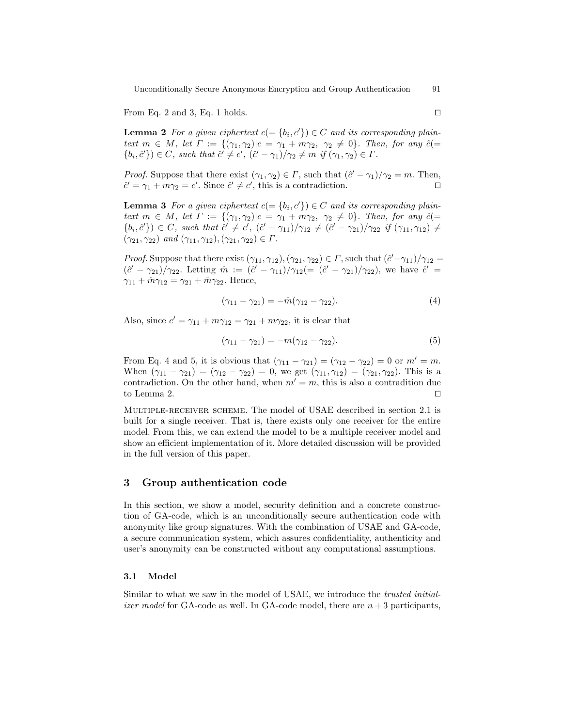From Eq. 2 and 3, Eq. 1 holds. ◻

**Lemma 2** *For a given ciphertext $c(=\{b_i, c'\}) \in C$ and its corresponding plaintext $m \in M$, let $\Gamma := \{(\gamma_1, \gamma_2) | c = \gamma_1 + m\gamma_2,\ \gamma_2 \neq 0\}$. Then, for any $\hat{c}(=\{b_i, \hat{c}'\}) \in C$, such that $\hat{c}' \neq c'$, $(\hat{c}' - \gamma_1)/\gamma_2 \neq m$ if $(\gamma_1, \gamma_2) \in \Gamma$.*

*Proof.* Suppose that there exist $(\gamma_1, \gamma_2) \in \Gamma$, such that $(\hat{c}' - \gamma_1)/\gamma_2 = m$. Then, $\hat{c}' = \gamma_1 + m\gamma_2 = c'$. Since $\hat{c}' \neq c'$, this is a contradiction. ◻

**Lemma 3** *For a given ciphertext $c(=\{b_i, c'\}) \in C$ and its corresponding plaintext $m \in M$, let $\Gamma := \{(\gamma_1, \gamma_2) | c = \gamma_1 + m\gamma_2,\ \gamma_2 \neq 0\}$. Then, for any $\hat{c}(=\{b_i, \hat{c}'\}) \in C$, such that $\hat{c}' \neq c'$, $(\hat{c}' - \gamma_{11})/\gamma_{12} \neq (\hat{c}' - \gamma_{21})/\gamma_{22}$ if $(\gamma_{11}, \gamma_{12}) \neq (\gamma_{21}, \gamma_{22})$ and $(\gamma_{11}, \gamma_{12}), (\gamma_{21}, \gamma_{22}) \in \Gamma$.*

*Proof.* Suppose that there exist $(\gamma_{11}, \gamma_{12}), (\gamma_{21}, \gamma_{22}) \in \Gamma$, such that $(\hat{c}' - \gamma_{11})/\gamma_{12} = (\hat{c}' - \gamma_{21})/\gamma_{22}$. Letting $\hat{m} := (\hat{c}' - \gamma_{11})/\gamma_{12} (= (\hat{c}' - \gamma_{21})/\gamma_{22})$, we have $\hat{c}' = \gamma_{11} + \hat{m}\gamma_{12} = \gamma_{21} + \hat{m}\gamma_{22}$. Hence,

$$(\gamma_{11} - \gamma_{21}) = -\hat{m}(\gamma_{12} - \gamma_{22}). \tag{4}$$

Also, since $c' = \gamma_{11} + m\gamma_{12} = \gamma_{21} + m\gamma_{22}$, it is clear that

$$(\gamma_{11} - \gamma_{21}) = -m(\gamma_{12} - \gamma_{22}). \tag{5}$$

From Eq. 4 and 5, it is obvious that $(\gamma_{11} - \gamma_{21}) = (\gamma_{12} - \gamma_{22}) = 0$ or $m' = m$. When $(\gamma_{11} - \gamma_{21}) = (\gamma_{12} - \gamma_{22}) = 0$, we get $(\gamma_{11}, \gamma_{12}) = (\gamma_{21}, \gamma_{22})$. This is a contradiction. On the other hand, when $m' = m$, this is also a contradition due to Lemma 2. ◻

Multiple-receiver scheme. The model of USAE described in section 2.1 is built for a single receiver. That is, there exists only one receiver for the entire model. From this, we can extend the model to be a multiple receiver model and show an efficient implementation of it. More detailed discussion will be provided in the full version of this paper.

## 3 Group authentication code

In this section, we show a model, security definition and a concrete construction of GA-code, which is an unconditionally secure authentication code with anonymity like group signatures. With the combination of USAE and GA-code, a secure communication system, which assures confidentiality, authenticity and user's anonymity can be constructed without any computational assumptions.

### 3.1 Model

Similar to what we saw in the model of USAE, we introduce the *trusted initializer model* for GA-code as well. In GA-code model, there are $n+3$ participants,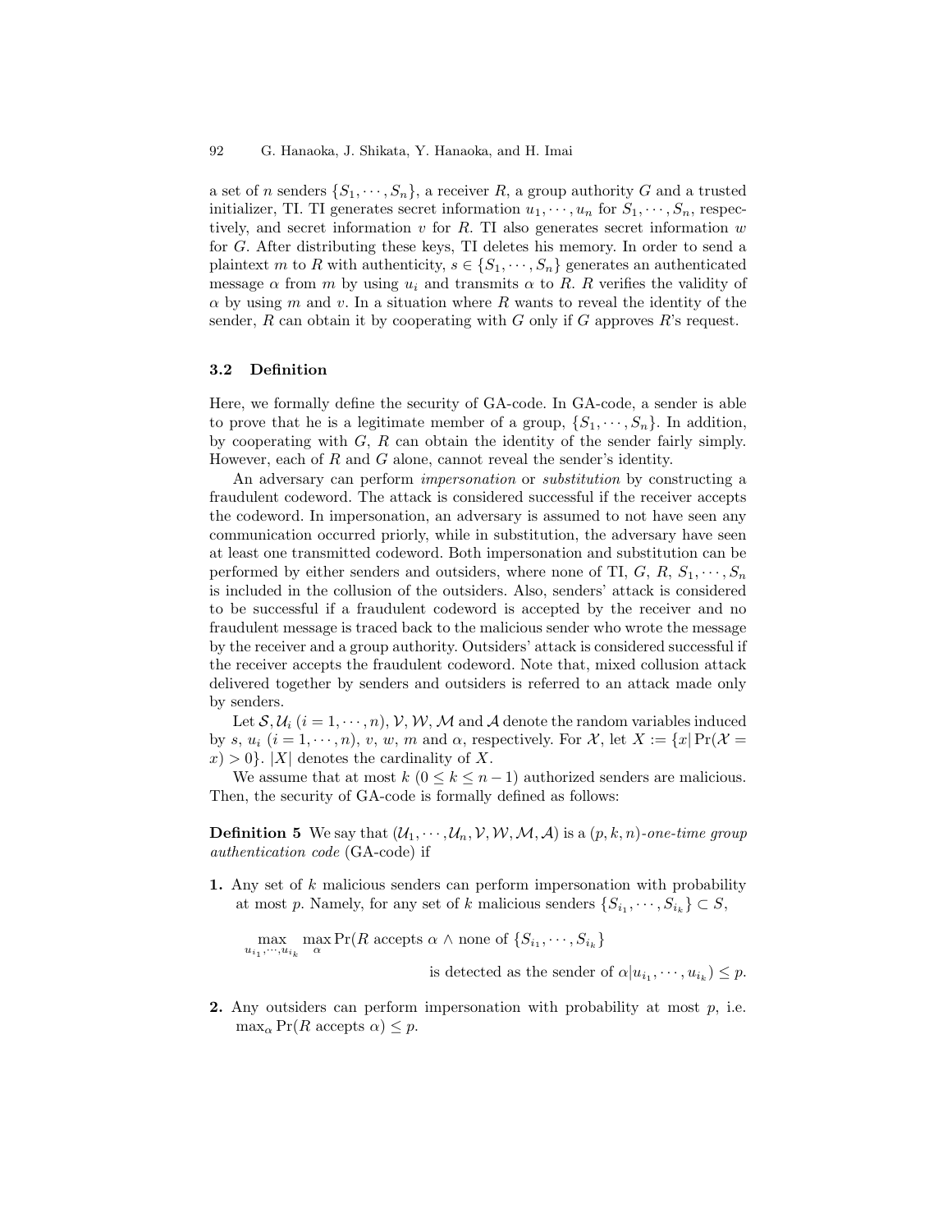a set of $n$ senders $\{S_1, \cdots, S_n\}$, a receiver $R$, a group authority $G$ and a trusted initializer, TI. TI generates secret information $u_1, \cdots, u_n$ for $S_1, \cdots, S_n$, respectively, and secret information $v$ for $R$. TI also generates secret information $w$ for $G$. After distributing these keys, TI deletes his memory. In order to send a plaintext $m$ to $R$ with authenticity, $s \in \{S_1, \cdots, S_n\}$ generates an authenticated message $\alpha$ from $m$ by using $u_i$ and transmits $\alpha$ to $R$. $R$ verifies the validity of $\alpha$ by using $m$ and $v$. In a situation where $R$ wants to reveal the identity of the sender, $R$ can obtain it by cooperating with $G$ only if $G$ approves $R$'s request.

### 3.2 Definition

Here, we formally define the security of GA-code. In GA-code, a sender is able to prove that he is a legitimate member of a group, $\{S_1, \cdots, S_n\}$. In addition, by cooperating with $G$, $R$ can obtain the identity of the sender fairly simply. However, each of $R$ and $G$ alone, cannot reveal the sender's identity.

An adversary can perform *impersonation* or *substitution* by constructing a fraudulent codeword. The attack is considered successful if the receiver accepts the codeword. In impersonation, an adversary is assumed to not have seen any communication occurred priorly, while in substitution, the adversary have seen at least one transmitted codeword. Both impersonation and substitution can be performed by either senders and outsiders, where none of TI, $G$, $R$, $S_1, \cdots, S_n$ is included in the collusion of the outsiders. Also, senders' attack is considered to be successful if a fraudulent codeword is accepted by the receiver and no fraudulent message is traced back to the malicious sender who wrote the message by the receiver and a group authority. Outsiders' attack is considered successful if the receiver accepts the fraudulent codeword. Note that, mixed collusion attack delivered together by senders and outsiders is referred to an attack made only by senders.

Let $\mathcal{S}, \mathcal{U}_i$ $(i = 1, \cdots, n)$, $\mathcal{V}, \mathcal{W}, \mathcal{M}$ and $\mathcal{A}$ denote the random variables induced by $s$, $u_i$ $(i = 1, \cdots, n)$, $v$, $w$, $m$ and $\alpha$, respectively. For $\mathcal{X}$, let $X := \{x | \Pr(\mathcal{X} = x) > 0\}$. $|X|$ denotes the cardinality of $X$.

We assume that at most $k$ $(0 \leq k \leq n-1)$ authorized senders are malicious. Then, the security of GA-code is formally defined as follows:

**Definition 5** We say that $(\mathcal{U}_1, \cdots, \mathcal{U}_n, \mathcal{V}, \mathcal{W}, \mathcal{M}, \mathcal{A})$ is a $(p, k, n)$*-one-time group authentication code* (GA-code) if

1. Any set of $k$ malicious senders can perform impersonation with probability at most $p$. Namely, for any set of $k$ malicious senders $\{S_{i_1}, \cdots, S_{i_k}\} \subset S$,

$$\max_{u_{i_1}, \cdots, u_{i_k}} \max_{\alpha} \Pr(R \text{ accepts } \alpha \wedge \text{none of } \{S_{i_1}, \cdots, S_{i_k}\}$$
$$\text{is detected as the sender of } \alpha | u_{i_1}, \cdots, u_{i_k}) \leq p.$$

2. Any outsiders can perform impersonation with probability at most $p$, i.e. $\max_{\alpha} \Pr(R \text{ accepts } \alpha) \leq p$.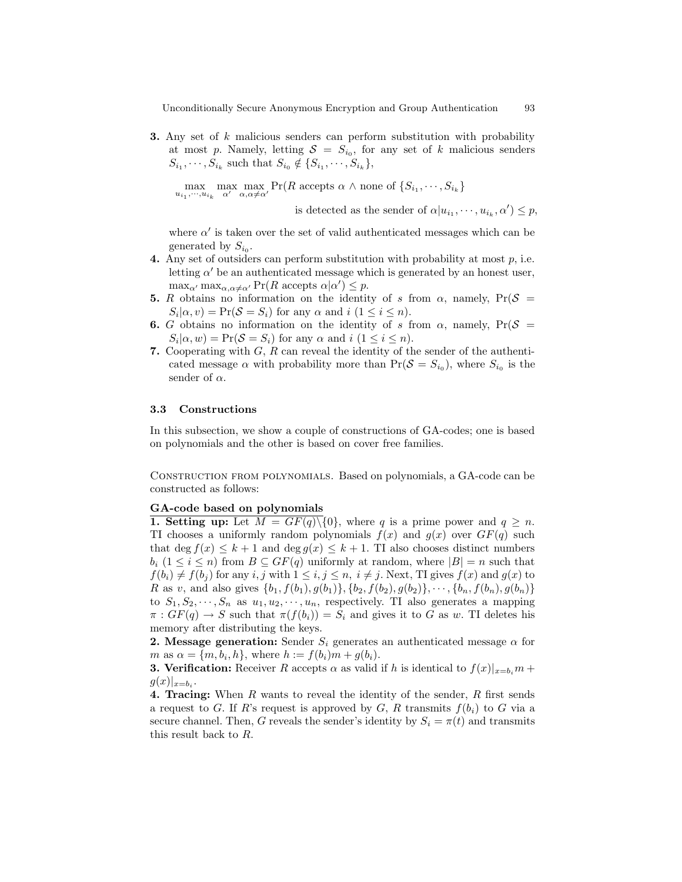**3.** Any set of $k$ malicious senders can perform substitution with probability at most $p$. Namely, letting $\mathcal{S} = S_{i_0}$, for any set of $k$ malicious senders $S_{i_1}, \cdots, S_{i_k}$ such that $S_{i_0} \notin \{S_{i_1}, \cdots, S_{i_k}\}$,

$$\max_{u_{i_1},\cdots,u_{i_k}} \max_{\alpha'} \max_{\alpha, \alpha \neq \alpha'} \Pr(R \text{ accepts } \alpha \wedge \text{none of } \{S_{i_1}, \cdots, S_{i_k}\} \text{ is detected as the sender of } \alpha | u_{i_1}, \cdots, u_{i_k}, \alpha') \leq p,$$

where $\alpha'$ is taken over the set of valid authenticated messages which can be generated by $S_{i_0}$.

**4.** Any set of outsiders can perform substitution with probability at most $p$, i.e. letting $\alpha'$ be an authenticated message which is generated by an honest user, $\max_{\alpha'} \max_{\alpha, \alpha \neq \alpha'} \Pr(R \text{ accepts } \alpha | \alpha') \leq p$.

**5.** $R$ obtains no information on the identity of $s$ from $\alpha$, namely, $\Pr(\mathcal{S} = S_i | \alpha, v) = \Pr(\mathcal{S} = S_i)$ for any $\alpha$ and $i$ $(1 \leq i \leq n)$.

**6.** $G$ obtains no information on the identity of $s$ from $\alpha$, namely, $\Pr(\mathcal{S} = S_i | \alpha, w) = \Pr(\mathcal{S} = S_i)$ for any $\alpha$ and $i$ $(1 \leq i \leq n)$.

**7.** Cooperating with $G$, $R$ can reveal the identity of the sender of the authenticated message $\alpha$ with probability more than $\Pr(\mathcal{S} = S_{i_0})$, where $S_{i_0}$ is the sender of $\alpha$.

### 3.3 Constructions

In this subsection, we show a couple of constructions of GA-codes; one is based on polynomials and the other is based on cover free families.

Construction from polynomials. Based on polynomials, a GA-code can be constructed as follows:

**GA-code based on polynomials**

**1. Setting up:** Let $M = GF(q) \backslash \{0\}$, where $q$ is a prime power and $q \geq n$. TI chooses a uniformly random polynomials $f(x)$ and $g(x)$ over $GF(q)$ such that $\deg f(x) \leq k+1$ and $\deg g(x) \leq k+1$. TI also chooses distinct numbers $b_i$ $(1 \leq i \leq n)$ from $B \subseteq GF(q)$ uniformly at random, where $|B| = n$ such that $f(b_i) \neq f(b_j)$ for any $i, j$ with $1 \leq i, j \leq n$, $i \neq j$. Next, TI gives $f(x)$ and $g(x)$ to $R$ as $v$, and also gives $\{b_1, f(b_1), g(b_1)\}, \{b_2, f(b_2), g(b_2)\}, \cdots, \{b_n, f(b_n), g(b_n)\}$ to $S_1, S_2, \cdots, S_n$ as $u_1, u_2, \cdots, u_n$, respectively. TI also generates a mapping $\pi : GF(q) \rightarrow S$ such that $\pi(f(b_i)) = S_i$ and gives it to $G$ as $w$. TI deletes his memory after distributing the keys.

**2. Message generation:** Sender $S_i$ generates an authenticated message $\alpha$ for $m$ as $\alpha = \{m, b_i, h\}$, where $h := f(b_i)m + g(b_i)$.

**3. Verification:** Receiver $R$ accepts $\alpha$ as valid if $h$ is identical to $f(x)|_{x=b_i} m + g(x)|_{x=b_i}$.

**4. Tracing:** When $R$ wants to reveal the identity of the sender, $R$ first sends a request to $G$. If $R$'s request is approved by $G$, $R$ transmits $f(b_i)$ to $G$ via a secure channel. Then, $G$ reveals the sender's identity by $S_i = \pi(t)$ and transmits this result back to $R$.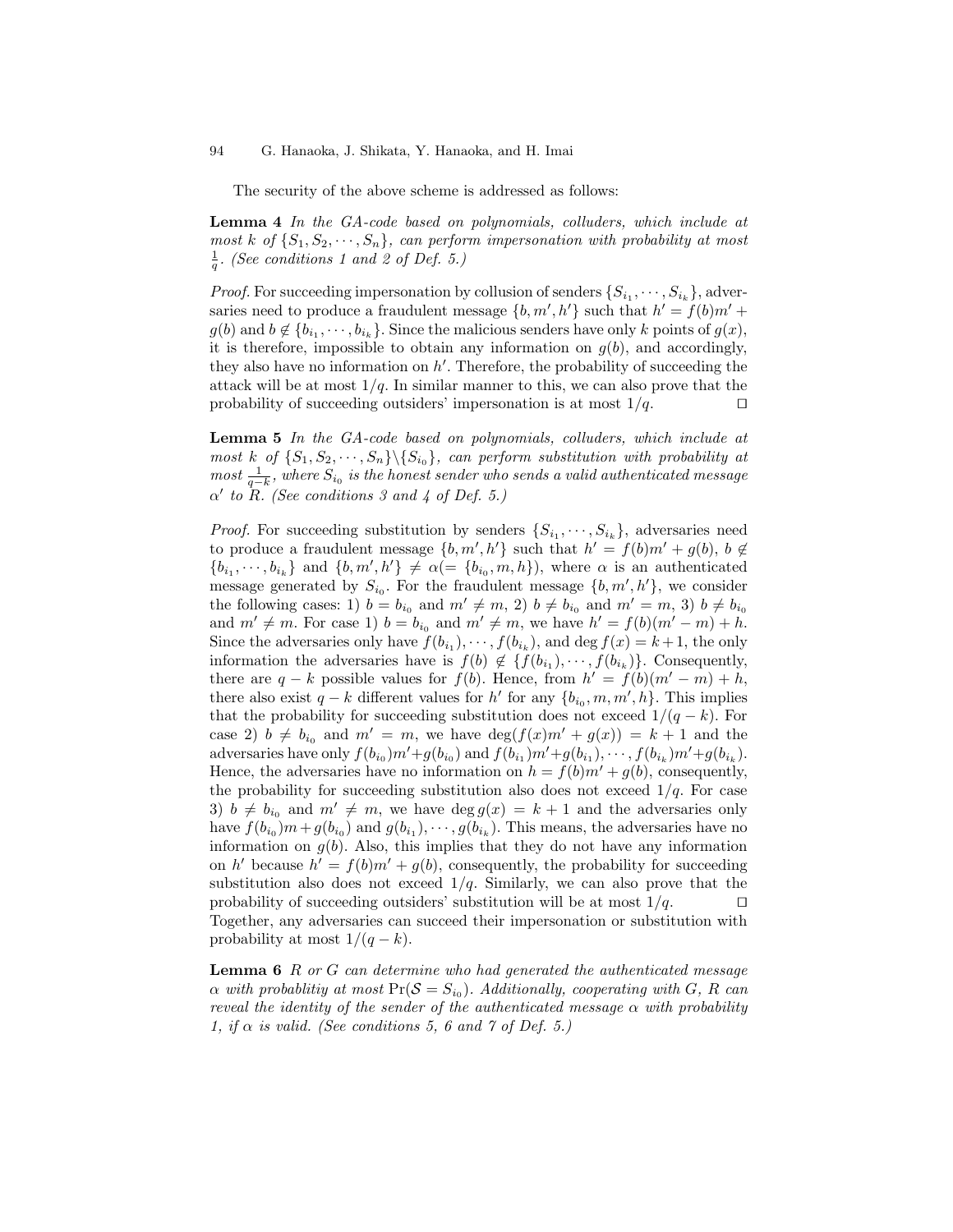The security of the above scheme is addressed as follows:

**Lemma 4** *In the GA-code based on polynomials, colluders, which include at most $k$ of $\{S_1, S_2, \cdots, S_n\}$, can perform impersonation with probability at most $\frac{1}{q}$. (See conditions 1 and 2 of Def. 5.)*

*Proof.* For succeeding impersonation by collusion of senders $\{S_{i_1}, \cdots, S_{i_k}\}$, adversaries need to produce a fraudulent message $\{b, m', h'\}$ such that $h' = f(b)m' + g(b)$ and $b \notin \{b_{i_1}, \cdots, b_{i_k}\}$. Since the malicious senders have only $k$ points of $g(x)$, it is therefore, impossible to obtain any information on $g(b)$, and accordingly, they also have no information on $h'$. Therefore, the probability of succeeding the attack will be at most $1/q$. In similar manner to this, we can also prove that the probability of succeeding outsiders' impersonation is at most $1/q$. ◻

**Lemma 5** *In the GA-code based on polynomials, colluders, which include at most $k$ of $\{S_1, S_2, \cdots, S_n\} \backslash \{S_{i_0}\}$, can perform substitution with probability at most $\frac{1}{q-k}$, where $S_{i_0}$ is the honest sender who sends a valid authenticated message $\alpha'$ to $R$. (See conditions 3 and 4 of Def. 5.)*

*Proof.* For succeeding substitution by senders $\{S_{i_1}, \cdots, S_{i_k}\}$, adversaries need to produce a fraudulent message $\{b, m', h'\}$ such that $h' = f(b)m' + g(b)$, $b \notin \{b_{i_1}, \cdots, b_{i_k}\}$ and $\{b, m', h'\} \neq \alpha(= \{b_{i_0}, m, h\})$, where $\alpha$ is an authenticated message generated by $S_{i_0}$. For the fraudulent message $\{b, m', h'\}$, we consider the following cases: 1) $b = b_{i_0}$ and $m' \neq m$, 2) $b \neq b_{i_0}$ and $m' = m$, 3) $b \neq b_{i_0}$ and $m' \neq m$. For case 1) $b = b_{i_0}$ and $m' \neq m$, we have $h' = f(b)(m' - m) + h$. Since the adversaries only have $f(b_{i_1}), \cdots, f(b_{i_k})$, and $\deg f(x) = k+1$, the only information the adversaries have is $f(b) \notin \{f(b_{i_1}), \cdots, f(b_{i_k})\}$. Consequently, there are $q - k$ possible values for $f(b)$. Hence, from $h' = f(b)(m' - m) + h$, there also exist $q - k$ different values for $h'$ for any $\{b_{i_0}, m, m', h\}$. This implies that the probability for succeeding substitution does not exceed $1/(q - k)$. For case 2) $b \neq b_{i_0}$ and $m' = m$, we have $\deg(f(x)m' + g(x)) = k + 1$ and the adversaries have only $f(b_{i_0})m' + g(b_{i_0})$ and $f(b_{i_1})m' + g(b_{i_1}), \cdots, f(b_{i_k})m' + g(b_{i_k})$. Hence, the adversaries have no information on $h = f(b)m' + g(b)$, consequently, the probability for succeeding substitution also does not exceed $1/q$. For case 3) $b \neq b_{i_0}$ and $m' \neq m$, we have $\deg g(x) = k + 1$ and the adversaries only have $f(b_{i_0})m + g(b_{i_0})$ and $g(b_{i_1}), \cdots, g(b_{i_k})$. This means, the adversaries have no information on $g(b)$. Also, this implies that they do not have any information on $h'$ because $h' = f(b)m' + g(b)$, consequently, the probability for succeeding substitution also does not exceed $1/q$. Similarly, we can also prove that the probability of succeeding outsiders' substitution will be at most $1/q$. ◻

Together, any adversaries can succeed their impersonation or substitution with probability at most $1/(q - k)$.

**Lemma 6** *$R$ or $G$ can determine who had generated the authenticated message $\alpha$ with probablitiy at most $\Pr(\mathcal{S} = S_{i_0})$. Additionally, cooperating with $G$, $R$ can reveal the identity of the sender of the authenticated message $\alpha$ with probability 1, if $\alpha$ is valid. (See conditions 5, 6 and 7 of Def. 5.)*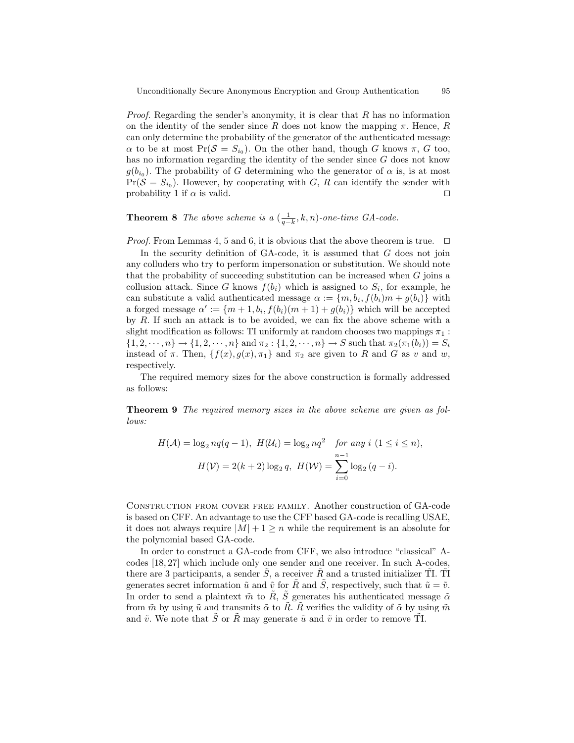*Proof.* Regarding the sender's anonymity, it is clear that $R$ has no information on the identity of the sender since $R$ does not know the mapping $\pi$. Hence, $R$ can only determine the probability of the generator of the authenticated message $\alpha$ to be at most $\Pr(\mathcal{S} = S_{i_0})$. On the other hand, though $G$ knows $\pi$, $G$ too, has no information regarding the identity of the sender since $G$ does not know $g(b_{i_0})$. The probability of $G$ determining who the generator of $\alpha$ is, is at most $\Pr(\mathcal{S} = S_{i_0})$. However, by cooperating with $G$, $R$ can identify the sender with probability 1 if $\alpha$ is valid. □

**Theorem 8** *The above scheme is a* $(\frac{1}{q-k}, k, n)$*-one-time GA-code.*

*Proof.* From Lemmas 4, 5 and 6, it is obvious that the above theorem is true. □

In the security definition of GA-code, it is assumed that $G$ does not join any colluders who try to perform impersonation or substitution. We should note that the probability of succeeding substitution can be increased when $G$ joins a collusion attack. Since $G$ knows $f(b_i)$ which is assigned to $S_i$, for example, he can substitute a valid authenticated message $\alpha := \{m, b_i, f(b_i)m + g(b_i)\}$ with a forged message $\alpha' := \{m + 1, b_i, f(b_i)(m + 1) + g(b_i)\}$ which will be accepted by $R$. If such an attack is to be avoided, we can fix the above scheme with a slight modification as follows: TI uniformly at random chooses two mappings $\pi_1 : \{1, 2, \cdots, n\} \to \{1, 2, \cdots, n\}$ and $\pi_2 : \{1, 2, \cdots, n\} \to S$ such that $\pi_2(\pi_1(b_i)) = S_i$ instead of $\pi$. Then, $\{f(x), g(x), \pi_1\}$ and $\pi_2$ are given to $R$ and $G$ as $v$ and $w$, respectively.

The required memory sizes for the above construction is formally addressed as follows:

**Theorem 9** *The required memory sizes in the above scheme are given as follows:*

$$H(\mathcal{A}) = \log_2 nq(q-1),\ H(\mathcal{U}_i) = \log_2 nq^2 \quad \text{for any } i\ (1 \le i \le n),$$
$$H(\mathcal{V}) = 2(k+2)\log_2 q,\ H(\mathcal{W}) = \sum_{i=0}^{n-1} \log_2 (q-i).$$

Construction from cover free family. Another construction of GA-code is based on CFF. An advantage to use the CFF based GA-code is recalling USAE, it does not always require $|M| + 1 \ge n$ while the requirement is an absolute for the polynomial based GA-code.

In order to construct a GA-code from CFF, we also introduce "classical" A-codes [18, 27] which include only one sender and one receiver. In such A-codes, there are 3 participants, a sender $\tilde{S}$, a receiver $\tilde{R}$ and a trusted initializer $\tilde{\text{TI}}$. $\tilde{\text{TI}}$ generates secret information $\tilde{u}$ and $\tilde{v}$ for $\tilde{R}$ and $\tilde{S}$, respectively, such that $\tilde{u} = \tilde{v}$. In order to send a plaintext $\tilde{m}$ to $\tilde{R}$, $\tilde{S}$ generates his authenticated message $\tilde{\alpha}$ from $\tilde{m}$ by using $\tilde{u}$ and transmits $\tilde{\alpha}$ to $\tilde{R}$. $\tilde{R}$ verifies the validity of $\tilde{\alpha}$ by using $\tilde{m}$ and $\tilde{v}$. We note that $\tilde{S}$ or $\tilde{R}$ may generate $\tilde{u}$ and $\tilde{v}$ in order to remove $\tilde{\text{TI}}$.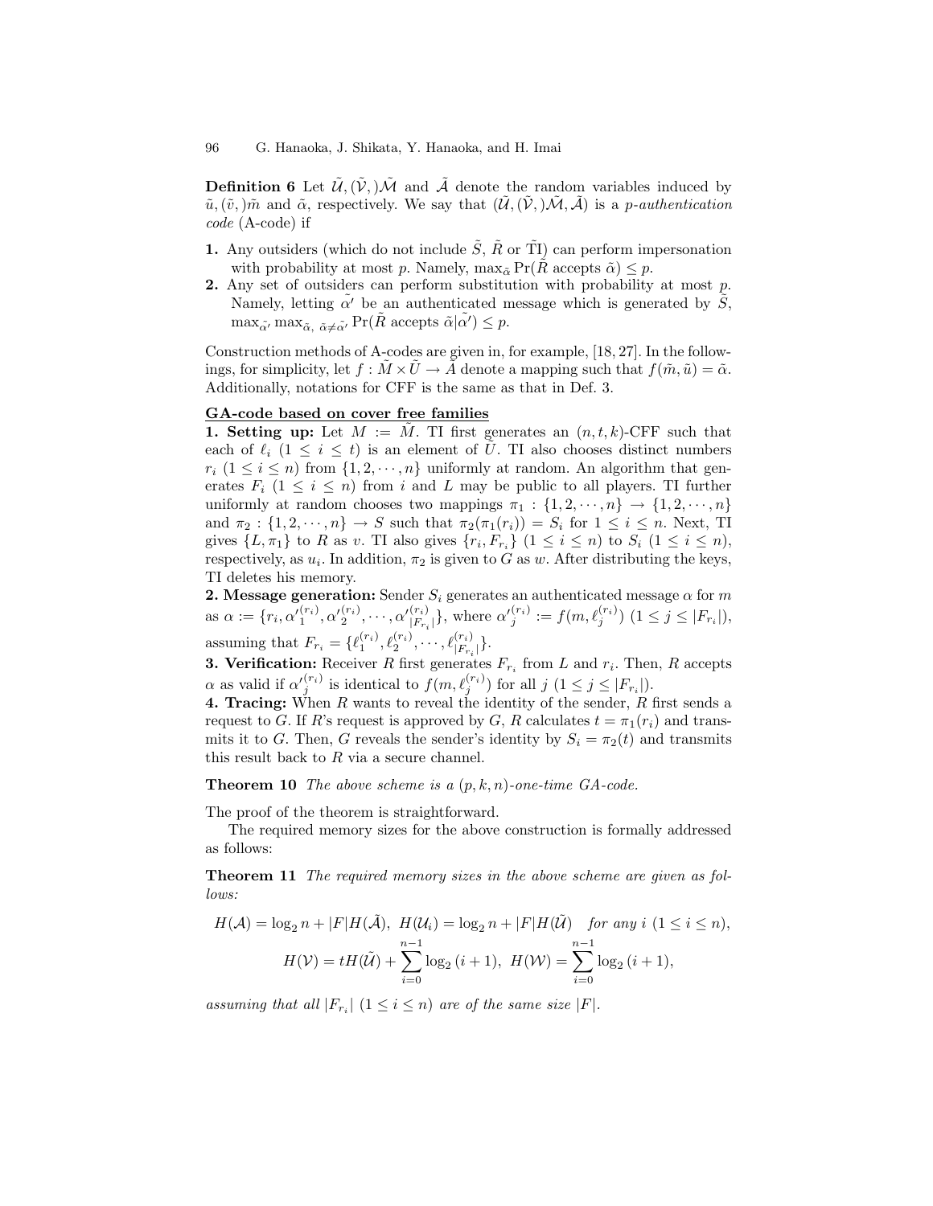**Definition 6** Let $\tilde{\mathcal{U}}, (\tilde{\mathcal{V}},)\tilde{\mathcal{M}}$ and $\tilde{\mathcal{A}}$ denote the random variables induced by $\tilde{u}, (\tilde{v},)\tilde{m}$ and $\tilde{\alpha}$, respectively. We say that $(\tilde{\mathcal{U}}, (\tilde{\mathcal{V}},)\tilde{\mathcal{M}}, \tilde{\mathcal{A}})$ is a *p-authentication code* (A-code) if

1. Any outsiders (which do not include $\tilde{S}$, $\tilde{R}$ or $\tilde{\text{TI}}$) can perform impersonation with probability at most $p$. Namely, $\max_{\tilde{\alpha}} \Pr(\tilde{R} \text{ accepts } \tilde{\alpha}) \leq p$.
2. Any set of outsiders can perform substitution with probability at most $p$. Namely, letting $\tilde{\alpha'}$ be an authenticated message which is generated by $\tilde{S}$, $\max_{\tilde{\alpha'}} \max_{\tilde{\alpha},\ \tilde{\alpha} \neq \tilde{\alpha'}} \Pr(\tilde{R} \text{ accepts } \tilde{\alpha} | \tilde{\alpha'}) \leq p$.

Construction methods of A-codes are given in, for example, [18, 27]. In the followings, for simplicity, let $f : \tilde{M} \times \tilde{U} \to \tilde{A}$ denote a mapping such that $f(\tilde{m}, \tilde{u}) = \tilde{\alpha}$. Additionally, notations for CFF is the same as that in Def. 3.

**GA-code based on cover free families**

**1. Setting up:** Let $M := \tilde{M}$. TI first generates an $(n, t, k)$-CFF such that each of $\ell_i$ $(1 \leq i \leq t)$ is an element of $\tilde{U}$. TI also chooses distinct numbers $r_i$ $(1 \leq i \leq n)$ from $\{1, 2, \cdots, n\}$ uniformly at random. An algorithm that generates $F_i$ $(1 \leq i \leq n)$ from $i$ and $L$ may be public to all players. TI further uniformly at random chooses two mappings $\pi_1 : \{1, 2, \cdots, n\} \to \{1, 2, \cdots, n\}$ and $\pi_2 : \{1, 2, \cdots, n\} \to S$ such that $\pi_2(\pi_1(r_i)) = S_i$ for $1 \leq i \leq n$. Next, TI gives $\{L, \pi_1\}$ to $R$ as $v$. TI also gives $\{r_i, F_{r_i}\}$ $(1 \leq i \leq n)$ to $S_i$ $(1 \leq i \leq n)$, respectively, as $u_i$. In addition, $\pi_2$ is given to $G$ as $w$. After distributing the keys, TI deletes his memory.

**2. Message generation:** Sender $S_i$ generates an authenticated message $\alpha$ for $m$ as $\alpha := \{r_i, {\alpha'}_1^{(r_i)}, {\alpha'}_2^{(r_i)}, \cdots, {\alpha'}_{|F_{r_i}|}^{(r_i)}\}$, where ${\alpha'}_j^{(r_i)} := f(m, \ell_j^{(r_i)})$ $(1 \leq j \leq |F_{r_i}|)$, assuming that $F_{r_i} = \{\ell_1^{(r_i)}, \ell_2^{(r_i)}, \cdots, \ell_{|F_{r_i}|}^{(r_i)}\}$.

**3. Verification:** Receiver $R$ first generates $F_{r_i}$ from $L$ and $r_i$. Then, $R$ accepts $\alpha$ as valid if ${\alpha'}_j^{(r_i)}$ is identical to $f(m, \ell_j^{(r_i)})$ for all $j$ $(1 \leq j \leq |F_{r_i}|)$.

**4. Tracing:** When $R$ wants to reveal the identity of the sender, $R$ first sends a request to $G$. If $R$'s request is approved by $G$, $R$ calculates $t = \pi_1(r_i)$ and transmits it to $G$. Then, $G$ reveals the sender's identity by $S_i = \pi_2(t)$ and transmits this result back to $R$ via a secure channel.

**Theorem 10** *The above scheme is a $(p, k, n)$-one-time GA-code.*

The proof of the theorem is straightforward.

The required memory sizes for the above construction is formally addressed as follows:

**Theorem 11** *The required memory sizes in the above scheme are given as follows:*

$$H(\mathcal{A}) = \log_2 n + |F|H(\tilde{\mathcal{A}}),\ H(\mathcal{U}_i) = \log_2 n + |F|H(\tilde{\mathcal{U}}) \quad \text{for any } i\ (1 \leq i \leq n),$$

$$H(\mathcal{V}) = tH(\tilde{\mathcal{U}}) + \sum_{i=0}^{n-1} \log_2 (i+1),\ H(\mathcal{W}) = \sum_{i=0}^{n-1} \log_2 (i+1),$$

*assuming that all $|F_{r_i}|$ $(1 \leq i \leq n)$ are of the same size $|F|$.*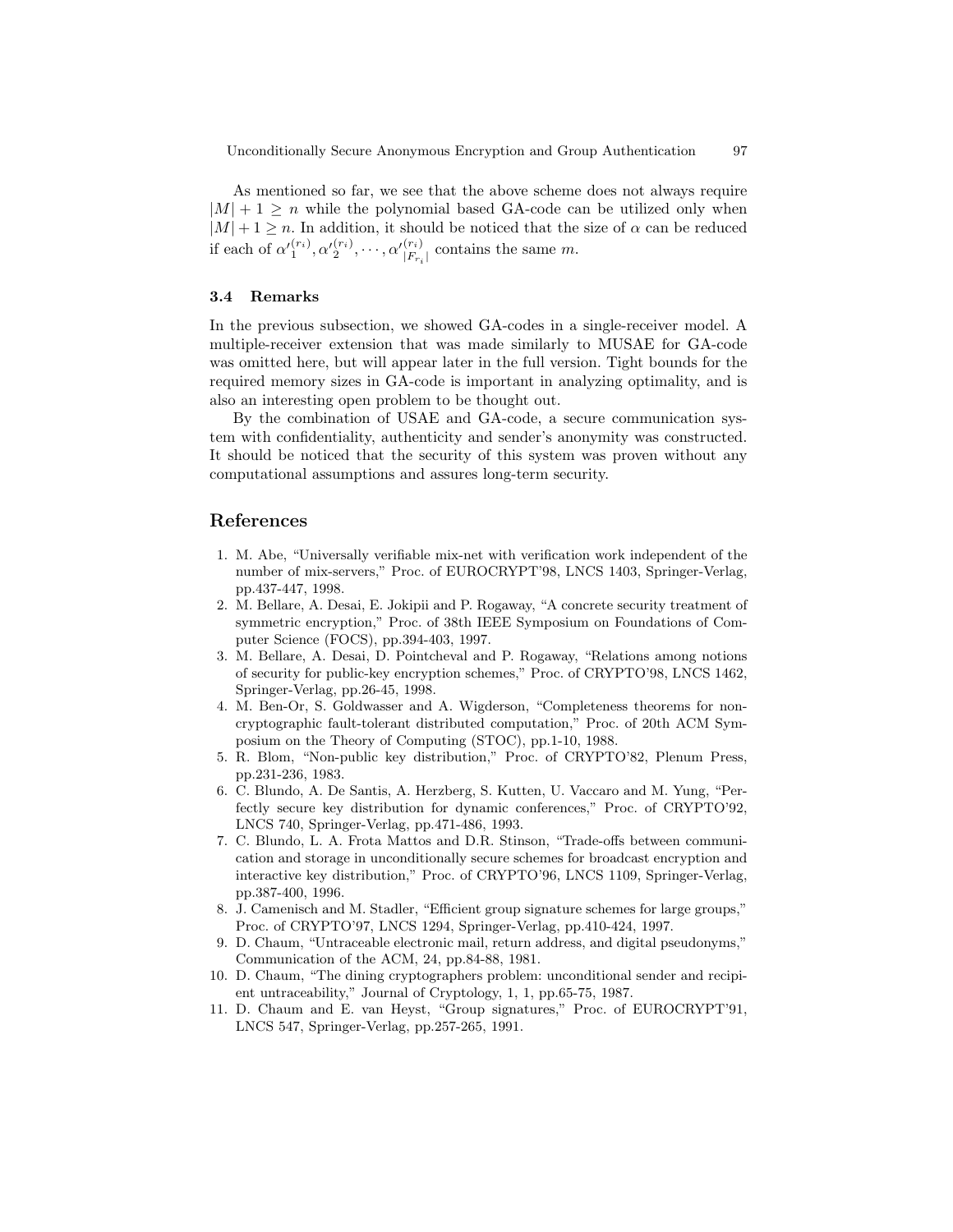As mentioned so far, we see that the above scheme does not always require $|M| + 1 \geq n$ while the polynomial based GA-code can be utilized only when $|M| + 1 \geq n$. In addition, it should be noticed that the size of $\alpha$ can be reduced if each of ${\alpha'}_1^{(r_i)}, {\alpha'}_2^{(r_i)}, \cdots, {\alpha'}_{|F_{r_i}|}^{(r_i)}$ contains the same $m$.

### 3.4 Remarks

In the previous subsection, we showed GA-codes in a single-receiver model. A multiple-receiver extension that was made similarly to MUSAE for GA-code was omitted here, but will appear later in the full version. Tight bounds for the required memory sizes in GA-code is important in analyzing optimality, and is also an interesting open problem to be thought out.

By the combination of USAE and GA-code, a secure communication system with confidentiality, authenticity and sender's anonymity was constructed. It should be noticed that the security of this system was proven without any computational assumptions and assures long-term security.

## References

1. M. Abe, "Universally verifiable mix-net with verification work independent of the number of mix-servers," Proc. of EUROCRYPT'98, LNCS 1403, Springer-Verlag, pp.437-447, 1998.
2. M. Bellare, A. Desai, E. Jokipii and P. Rogaway, "A concrete security treatment of symmetric encryption," Proc. of 38th IEEE Symposium on Foundations of Computer Science (FOCS), pp.394-403, 1997.
3. M. Bellare, A. Desai, D. Pointcheval and P. Rogaway, "Relations among notions of security for public-key encryption schemes," Proc. of CRYPTO'98, LNCS 1462, Springer-Verlag, pp.26-45, 1998.
4. M. Ben-Or, S. Goldwasser and A. Wigderson, "Completeness theorems for non-cryptographic fault-tolerant distributed computation," Proc. of 20th ACM Symposium on the Theory of Computing (STOC), pp.1-10, 1988.
5. R. Blom, "Non-public key distribution," Proc. of CRYPTO'82, Plenum Press, pp.231-236, 1983.
6. C. Blundo, A. De Santis, A. Herzberg, S. Kutten, U. Vaccaro and M. Yung, "Perfectly secure key distribution for dynamic conferences," Proc. of CRYPTO'92, LNCS 740, Springer-Verlag, pp.471-486, 1993.
7. C. Blundo, L. A. Frota Mattos and D.R. Stinson, "Trade-offs between communication and storage in unconditionally secure schemes for broadcast encryption and interactive key distribution," Proc. of CRYPTO'96, LNCS 1109, Springer-Verlag, pp.387-400, 1996.
8. J. Camenisch and M. Stadler, "Efficient group signature schemes for large groups," Proc. of CRYPTO'97, LNCS 1294, Springer-Verlag, pp.410-424, 1997.
9. D. Chaum, "Untraceable electronic mail, return address, and digital pseudonyms," Communication of the ACM, 24, pp.84-88, 1981.
10. D. Chaum, "The dining cryptographers problem: unconditional sender and recipient untraceability," Journal of Cryptology, 1, 1, pp.65-75, 1987.
11. D. Chaum and E. van Heyst, "Group signatures," Proc. of EUROCRYPT'91, LNCS 547, Springer-Verlag, pp.257-265, 1991.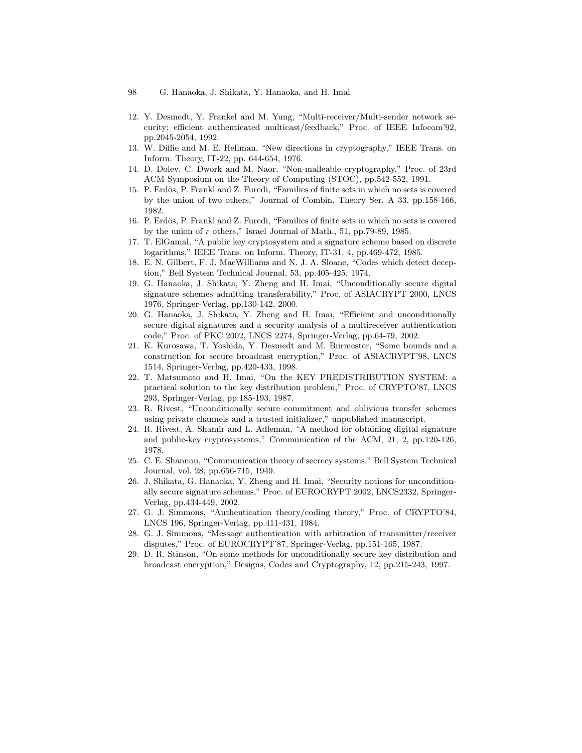12. Y. Desmedt, Y. Frankel and M. Yung, "Multi-receiver/Multi-sender network security: efficient authenticated multicast/feedback," Proc. of IEEE Infocom'92, pp.2045-2054, 1992.
13. W. Diffie and M. E. Hellman, "New directions in cryptography," IEEE Trans. on Inform. Theory, IT-22, pp. 644-654, 1976.
14. D. Dolev, C. Dwork and M. Naor, "Non-malleable cryptography," Proc. of 23rd ACM Symposium on the Theory of Computing (STOC), pp.542-552, 1991.
15. P. Erdös, P. Frankl and Z. Furedi, "Families of finite sets in which no sets is covered by the union of two others," Journal of Combin. Theory Ser. A 33, pp.158-166, 1982.
16. P. Erdös, P. Frankl and Z. Furedi, "Families of finite sets in which no sets is covered by the union of $r$ others," Israel Journal of Math., 51, pp.79-89, 1985.
17. T. ElGamal, "A public key cryptosystem and a signature scheme based on discrete logarithms," IEEE Trans. on Inform. Theory, IT-31, 4, pp.469-472, 1985.
18. E. N. Gilbert, F. J. MacWilliams and N. J. A. Sloane, "Codes which detect deception," Bell System Technical Journal, 53, pp.405-425, 1974.
19. G. Hanaoka, J. Shikata, Y. Zheng and H. Imai, "Unconditionally secure digital signature schemes admitting transferability," Proc. of ASIACRYPT 2000, LNCS 1976, Springer-Verlag, pp.130-142, 2000.
20. G. Hanaoka, J. Shikata, Y. Zheng and H. Imai, "Efficient and unconditionally secure digital signatures and a security analysis of a multireceiver authentication code," Proc. of PKC 2002, LNCS 2274, Springer-Verlag, pp.64-79, 2002.
21. K. Kurosawa, T. Yoshida, Y. Desmedt and M. Burmester, "Some bounds and a construction for secure broadcast encryption," Proc. of ASIACRYPT'98, LNCS 1514, Springer-Verlag, pp.420-433, 1998.
22. T. Matsumoto and H. Imai, "On the KEY PREDISTRIBUTION SYSTEM: a practical solution to the key distribution problem," Proc. of CRYPTO'87, LNCS 293, Springer-Verlag, pp.185-193, 1987.
23. R. Rivest, "Unconditionally secure commitment and oblivious transfer schemes using private channels and a trusted initializer," unpublished manuscript.
24. R. Rivest, A. Shamir and L. Adleman, "A method for obtaining digital signature and public-key cryptosystems," Communication of the ACM, 21, 2, pp.120-126, 1978.
25. C. E. Shannon, "Communication theory of secrecy systems," Bell System Technical Journal, vol. 28, pp.656-715, 1949.
26. J. Shikata, G. Hanaoka, Y. Zheng and H. Imai, "Security notions for unconditionally secure signature schemes," Proc. of EUROCRYPT 2002, LNCS2332, Springer-Verlag, pp.434-449, 2002.
27. G. J. Simmons, "Authentication theory/coding theory," Proc. of CRYPTO'84, LNCS 196, Springer-Verlag, pp.411-431, 1984.
28. G. J. Simmons, "Message authentication with arbitration of transmitter/receiver disputes," Proc. of EUROCRYPT'87, Springer-Verlag, pp.151-165, 1987.
29. D. R. Stinson, "On some methods for unconditionally secure key distribution and broadcast encryption," Designs, Codes and Cryptography, 12, pp.215-243, 1997.